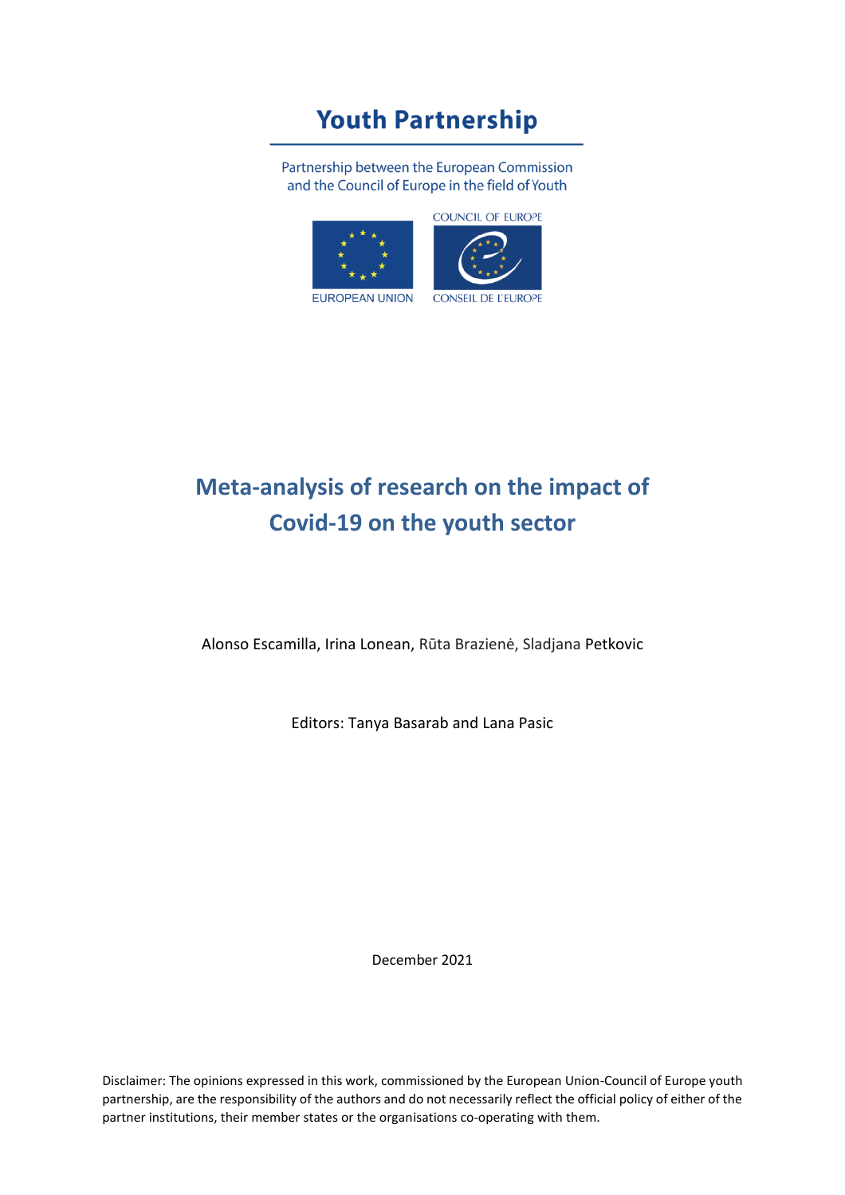# Youth Partnership

Partnership between the European Commission and the Council of Europe in the field of Youth

EUROPEAN UNION

COUNCIL OF EUROPE

CONSEIL DE L'EUROPE

# Meta-analysis of research on the impact of Covid-19 on the youth sector

Alonso Escamilla, Irina Lonean, Rūta Brazienė, Sladjana Petkovic

Editors: Tanya Basarab and Lana Pasic

December 2021

Disclaimer: The opinions expressed in this work, commissioned by the European Union-Council of Europe youth partnership, are the responsibility of the authors and do not necessarily reflect the official policy of either of the partner institutions, their member states or the organisations co-operating with them.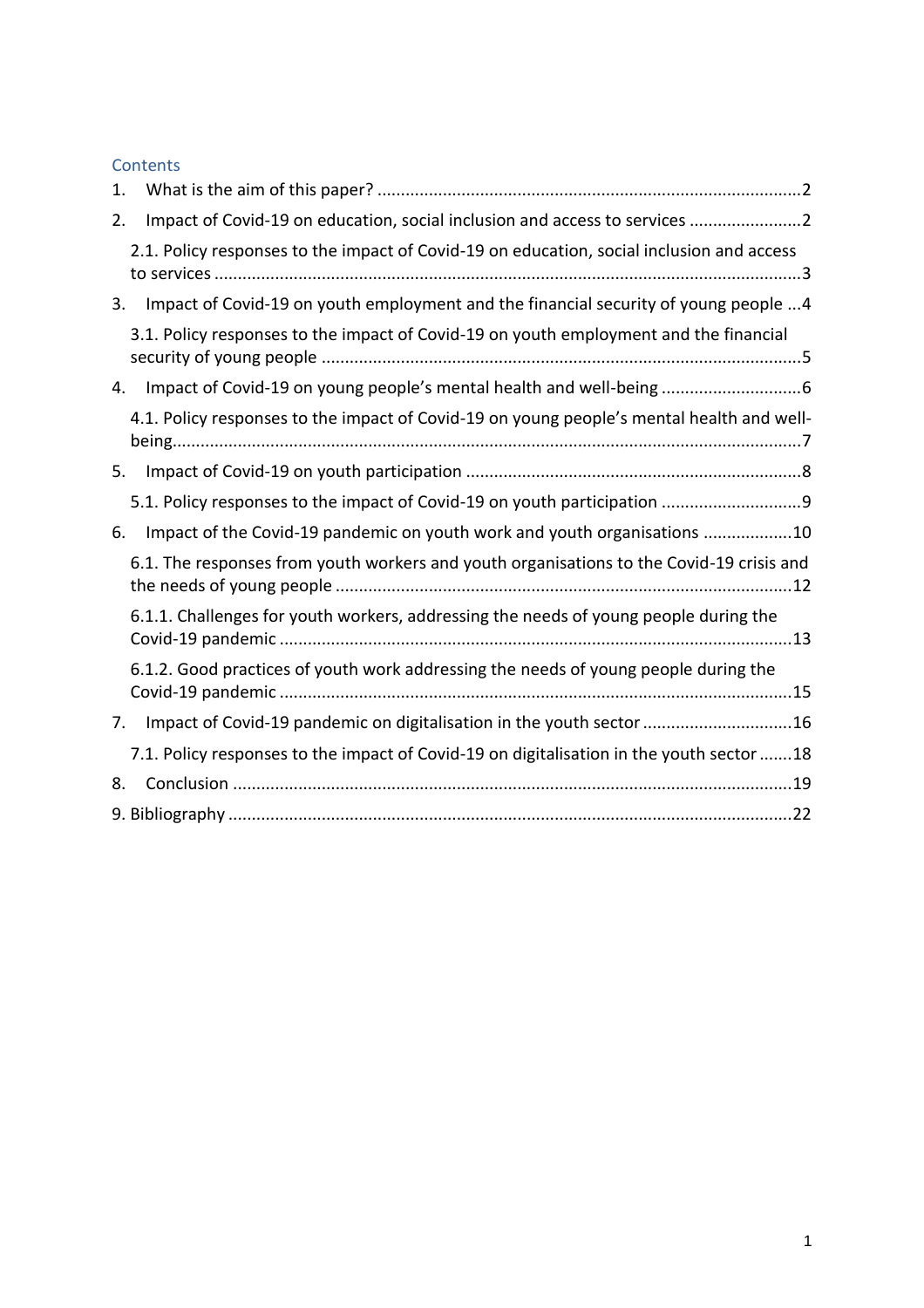## Contents

1. What is the aim of this paper? ....................................................................................2
2. Impact of Covid-19 on education, social inclusion and access to services ........................2
   2.1. Policy responses to the impact of Covid-19 on education, social inclusion and access to services .............................................................................................................3
3. Impact of Covid-19 on youth employment and the financial security of young people ...4
   3.1. Policy responses to the impact of Covid-19 on youth employment and the financial security of young people ......................................................................................5
4. Impact of Covid-19 on young people's mental health and well-being .............................6
   4.1. Policy responses to the impact of Covid-19 on young people's mental health and well-being.....................................................................................................................7
5. Impact of Covid-19 on youth participation .......................................................................8
   5.1. Policy responses to the impact of Covid-19 on youth participation .............................9
6. Impact of the Covid-19 pandemic on youth work and youth organisations ...................10
   6.1. The responses from youth workers and youth organisations to the Covid-19 crisis and the needs of young people .................................................................................12
   6.1.1. Challenges for youth workers, addressing the needs of young people during the Covid-19 pandemic .............................................................................................13
   6.1.2. Good practices of youth work addressing the needs of young people during the Covid-19 pandemic .............................................................................................15
7. Impact of Covid-19 pandemic on digitalisation in the youth sector ................................16
   7.1. Policy responses to the impact of Covid-19 on digitalisation in the youth sector .......18
8. Conclusion .......................................................................................................................19

9. Bibliography ........................................................................................................................22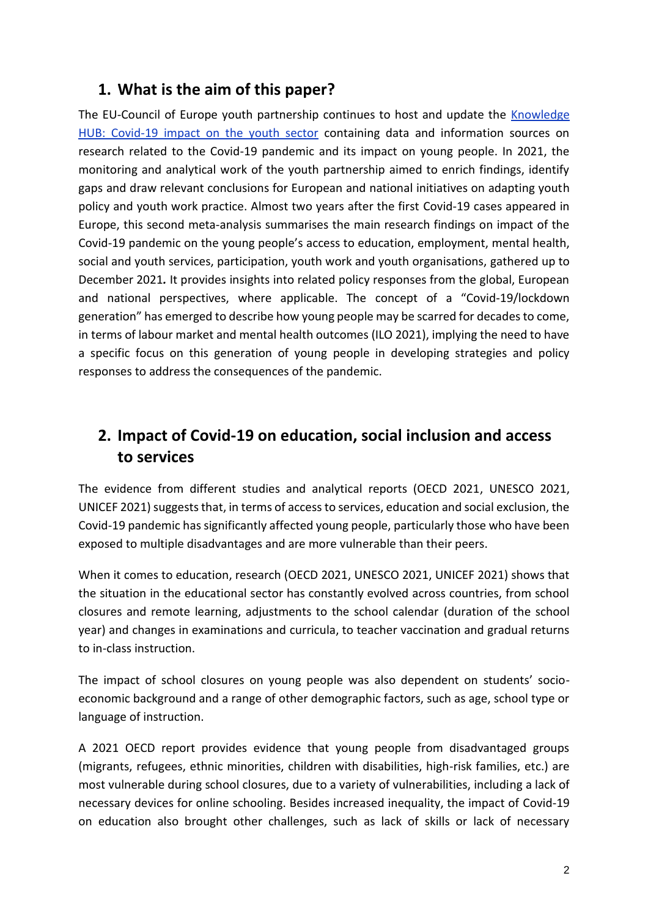## 1. What is the aim of this paper?

The EU-Council of Europe youth partnership continues to host and update the [Knowledge HUB: Covid-19 impact on the youth sector] containing data and information sources on research related to the Covid-19 pandemic and its impact on young people. In 2021, the monitoring and analytical work of the youth partnership aimed to enrich findings, identify gaps and draw relevant conclusions for European and national initiatives on adapting youth policy and youth work practice. Almost two years after the first Covid-19 cases appeared in Europe, this second meta-analysis summarises the main research findings on impact of the Covid-19 pandemic on the young people's access to education, employment, mental health, social and youth services, participation, youth work and youth organisations, gathered up to December 2021*.* It provides insights into related policy responses from the global, European and national perspectives, where applicable. The concept of a "Covid-19/lockdown generation" has emerged to describe how young people may be scarred for decades to come, in terms of labour market and mental health outcomes (ILO 2021), implying the need to have a specific focus on this generation of young people in developing strategies and policy responses to address the consequences of the pandemic.

## 2. Impact of Covid-19 on education, social inclusion and access to services

The evidence from different studies and analytical reports (OECD 2021, UNESCO 2021, UNICEF 2021) suggests that, in terms of access to services, education and social exclusion, the Covid-19 pandemic has significantly affected young people, particularly those who have been exposed to multiple disadvantages and are more vulnerable than their peers.

When it comes to education, research (OECD 2021, UNESCO 2021, UNICEF 2021) shows that the situation in the educational sector has constantly evolved across countries, from school closures and remote learning, adjustments to the school calendar (duration of the school year) and changes in examinations and curricula, to teacher vaccination and gradual returns to in-class instruction.

The impact of school closures on young people was also dependent on students' socio-economic background and a range of other demographic factors, such as age, school type or language of instruction.

A 2021 OECD report provides evidence that young people from disadvantaged groups (migrants, refugees, ethnic minorities, children with disabilities, high-risk families, etc.) are most vulnerable during school closures, due to a variety of vulnerabilities, including a lack of necessary devices for online schooling. Besides increased inequality, the impact of Covid-19 on education also brought other challenges, such as lack of skills or lack of necessary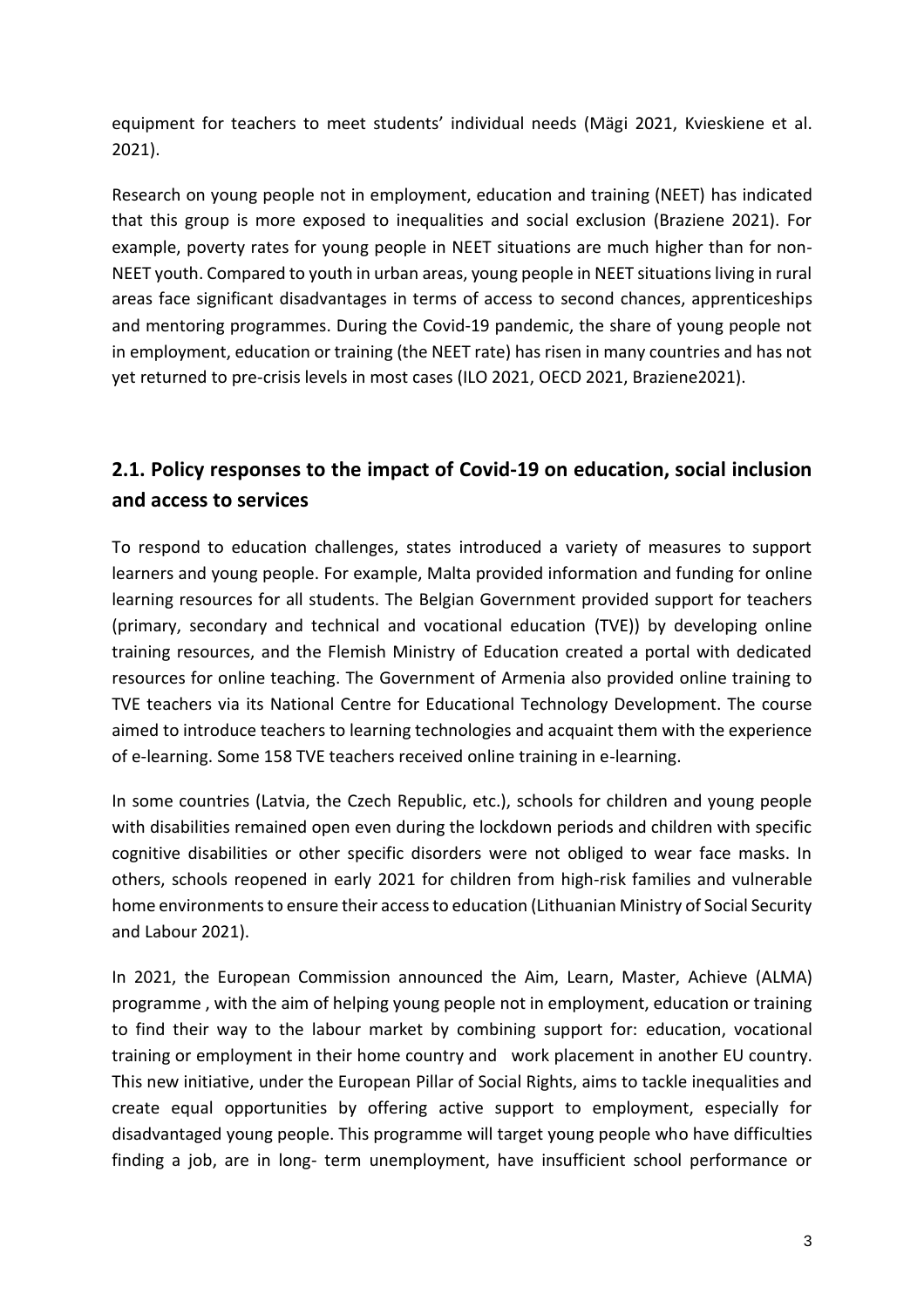equipment for teachers to meet students' individual needs (Mägi 2021, Kvieskiene et al. 2021).

Research on young people not in employment, education and training (NEET) has indicated that this group is more exposed to inequalities and social exclusion (Braziene 2021). For example, poverty rates for young people in NEET situations are much higher than for non-NEET youth. Compared to youth in urban areas, young people in NEET situations living in rural areas face significant disadvantages in terms of access to second chances, apprenticeships and mentoring programmes. During the Covid-19 pandemic, the share of young people not in employment, education or training (the NEET rate) has risen in many countries and has not yet returned to pre-crisis levels in most cases (ILO 2021, OECD 2021, Braziene2021).

## 2.1. Policy responses to the impact of Covid-19 on education, social inclusion and access to services

To respond to education challenges, states introduced a variety of measures to support learners and young people. For example, Malta provided information and funding for online learning resources for all students. The Belgian Government provided support for teachers (primary, secondary and technical and vocational education (TVE)) by developing online training resources, and the Flemish Ministry of Education created a portal with dedicated resources for online teaching. The Government of Armenia also provided online training to TVE teachers via its National Centre for Educational Technology Development. The course aimed to introduce teachers to learning technologies and acquaint them with the experience of e-learning. Some 158 TVE teachers received online training in e-learning.

In some countries (Latvia, the Czech Republic, etc.), schools for children and young people with disabilities remained open even during the lockdown periods and children with specific cognitive disabilities or other specific disorders were not obliged to wear face masks. In others, schools reopened in early 2021 for children from high-risk families and vulnerable home environments to ensure their access to education (Lithuanian Ministry of Social Security and Labour 2021).

In 2021, the European Commission announced the Aim, Learn, Master, Achieve (ALMA) programme , with the aim of helping young people not in employment, education or training to find their way to the labour market by combining support for: education, vocational training or employment in their home country and work placement in another EU country. This new initiative, under the European Pillar of Social Rights, aims to tackle inequalities and create equal opportunities by offering active support to employment, especially for disadvantaged young people. This programme will target young people who have difficulties finding a job, are in long- term unemployment, have insufficient school performance or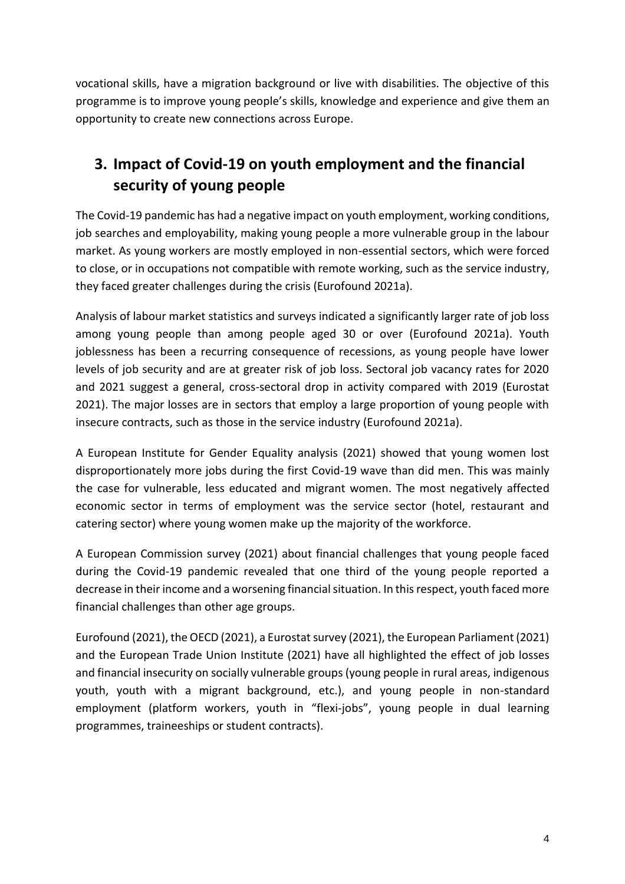vocational skills, have a migration background or live with disabilities. The objective of this programme is to improve young people's skills, knowledge and experience and give them an opportunity to create new connections across Europe.

## 3. Impact of Covid-19 on youth employment and the financial security of young people

The Covid-19 pandemic has had a negative impact on youth employment, working conditions, job searches and employability, making young people a more vulnerable group in the labour market. As young workers are mostly employed in non-essential sectors, which were forced to close, or in occupations not compatible with remote working, such as the service industry, they faced greater challenges during the crisis (Eurofound 2021a).

Analysis of labour market statistics and surveys indicated a significantly larger rate of job loss among young people than among people aged 30 or over (Eurofound 2021a). Youth joblessness has been a recurring consequence of recessions, as young people have lower levels of job security and are at greater risk of job loss. Sectoral job vacancy rates for 2020 and 2021 suggest a general, cross-sectoral drop in activity compared with 2019 (Eurostat 2021). The major losses are in sectors that employ a large proportion of young people with insecure contracts, such as those in the service industry (Eurofound 2021a).

A European Institute for Gender Equality analysis (2021) showed that young women lost disproportionately more jobs during the first Covid-19 wave than did men. This was mainly the case for vulnerable, less educated and migrant women. The most negatively affected economic sector in terms of employment was the service sector (hotel, restaurant and catering sector) where young women make up the majority of the workforce.

A European Commission survey (2021) about financial challenges that young people faced during the Covid-19 pandemic revealed that one third of the young people reported a decrease in their income and a worsening financial situation. In this respect, youth faced more financial challenges than other age groups.

Eurofound (2021), the OECD (2021), a Eurostat survey (2021), the European Parliament (2021) and the European Trade Union Institute (2021) have all highlighted the effect of job losses and financial insecurity on socially vulnerable groups (young people in rural areas, indigenous youth, youth with a migrant background, etc.), and young people in non-standard employment (platform workers, youth in "flexi-jobs", young people in dual learning programmes, traineeships or student contracts).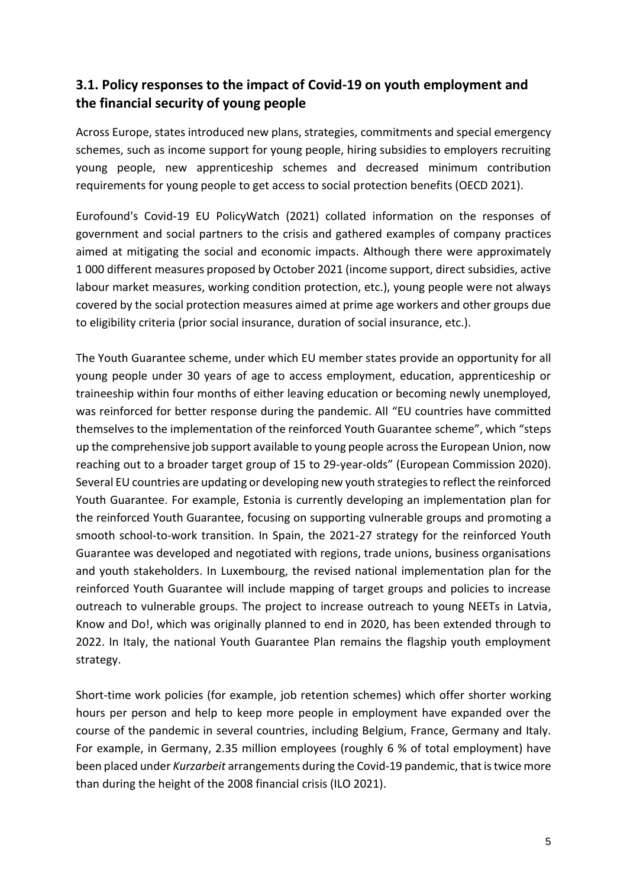## 3.1. Policy responses to the impact of Covid-19 on youth employment and the financial security of young people

Across Europe, states introduced new plans, strategies, commitments and special emergency schemes, such as income support for young people, hiring subsidies to employers recruiting young people, new apprenticeship schemes and decreased minimum contribution requirements for young people to get access to social protection benefits (OECD 2021).

Eurofound's Covid-19 EU PolicyWatch (2021) collated information on the responses of government and social partners to the crisis and gathered examples of company practices aimed at mitigating the social and economic impacts. Although there were approximately 1 000 different measures proposed by October 2021 (income support, direct subsidies, active labour market measures, working condition protection, etc.), young people were not always covered by the social protection measures aimed at prime age workers and other groups due to eligibility criteria (prior social insurance, duration of social insurance, etc.).

The Youth Guarantee scheme, under which EU member states provide an opportunity for all young people under 30 years of age to access employment, education, apprenticeship or traineeship within four months of either leaving education or becoming newly unemployed, was reinforced for better response during the pandemic. All "EU countries have committed themselves to the implementation of the reinforced Youth Guarantee scheme", which "steps up the comprehensive job support available to young people across the European Union, now reaching out to a broader target group of 15 to 29-year-olds" (European Commission 2020). Several EU countries are updating or developing new youth strategies to reflect the reinforced Youth Guarantee. For example, Estonia is currently developing an implementation plan for the reinforced Youth Guarantee, focusing on supporting vulnerable groups and promoting a smooth school-to-work transition. In Spain, the 2021-27 strategy for the reinforced Youth Guarantee was developed and negotiated with regions, trade unions, business organisations and youth stakeholders. In Luxembourg, the revised national implementation plan for the reinforced Youth Guarantee will include mapping of target groups and policies to increase outreach to vulnerable groups. The project to increase outreach to young NEETs in Latvia, Know and Do!, which was originally planned to end in 2020, has been extended through to 2022. In Italy, the national Youth Guarantee Plan remains the flagship youth employment strategy.

Short-time work policies (for example, job retention schemes) which offer shorter working hours per person and help to keep more people in employment have expanded over the course of the pandemic in several countries, including Belgium, France, Germany and Italy. For example, in Germany, 2.35 million employees (roughly 6 % of total employment) have been placed under *Kurzarbeit* arrangements during the Covid-19 pandemic, that is twice more than during the height of the 2008 financial crisis (ILO 2021).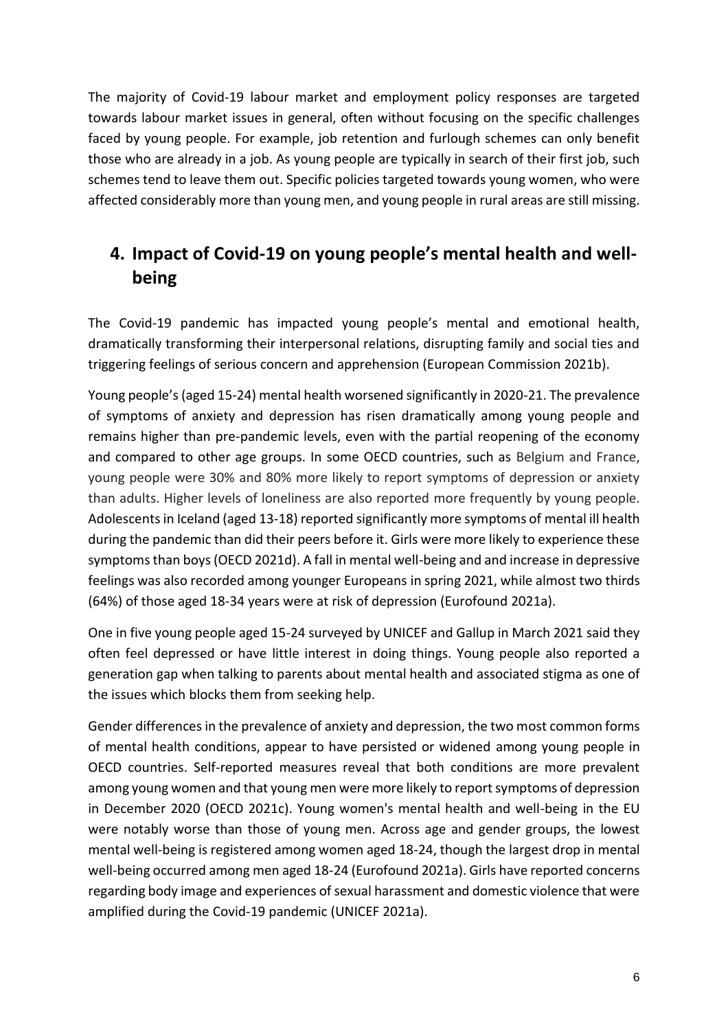The majority of Covid-19 labour market and employment policy responses are targeted towards labour market issues in general, often without focusing on the specific challenges faced by young people. For example, job retention and furlough schemes can only benefit those who are already in a job. As young people are typically in search of their first job, such schemes tend to leave them out. Specific policies targeted towards young women, who were affected considerably more than young men, and young people in rural areas are still missing.

## 4. Impact of Covid-19 on young people's mental health and well-being

The Covid-19 pandemic has impacted young people's mental and emotional health, dramatically transforming their interpersonal relations, disrupting family and social ties and triggering feelings of serious concern and apprehension (European Commission 2021b).

Young people's (aged 15-24) mental health worsened significantly in 2020-21. The prevalence of symptoms of anxiety and depression has risen dramatically among young people and remains higher than pre-pandemic levels, even with the partial reopening of the economy and compared to other age groups. In some OECD countries, such as Belgium and France, young people were 30% and 80% more likely to report symptoms of depression or anxiety than adults. Higher levels of loneliness are also reported more frequently by young people. Adolescents in Iceland (aged 13-18) reported significantly more symptoms of mental ill health during the pandemic than did their peers before it. Girls were more likely to experience these symptoms than boys (OECD 2021d). A fall in mental well-being and and increase in depressive feelings was also recorded among younger Europeans in spring 2021, while almost two thirds (64%) of those aged 18-34 years were at risk of depression (Eurofound 2021a).

One in five young people aged 15-24 surveyed by UNICEF and Gallup in March 2021 said they often feel depressed or have little interest in doing things. Young people also reported a generation gap when talking to parents about mental health and associated stigma as one of the issues which blocks them from seeking help.

Gender differences in the prevalence of anxiety and depression, the two most common forms of mental health conditions, appear to have persisted or widened among young people in OECD countries. Self-reported measures reveal that both conditions are more prevalent among young women and that young men were more likely to report symptoms of depression in December 2020 (OECD 2021c). Young women's mental health and well-being in the EU were notably worse than those of young men. Across age and gender groups, the lowest mental well-being is registered among women aged 18-24, though the largest drop in mental well-being occurred among men aged 18-24 (Eurofound 2021a). Girls have reported concerns regarding body image and experiences of sexual harassment and domestic violence that were amplified during the Covid-19 pandemic (UNICEF 2021a).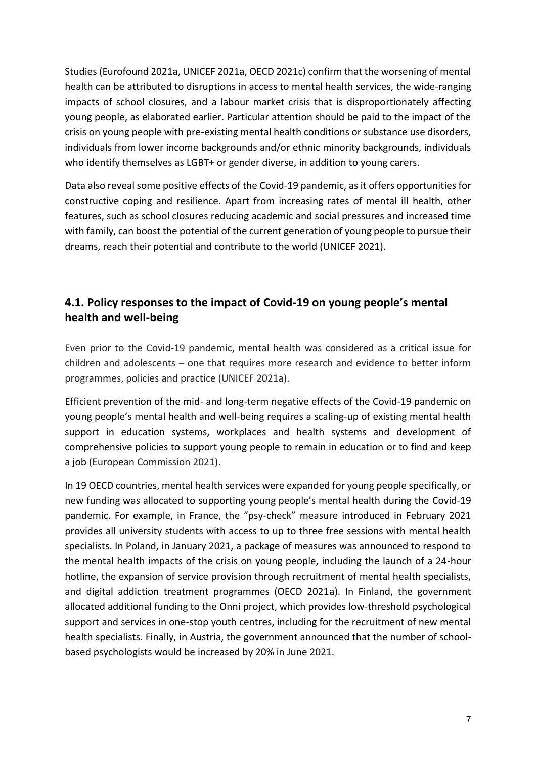Studies (Eurofound 2021a, UNICEF 2021a, OECD 2021c) confirm that the worsening of mental health can be attributed to disruptions in access to mental health services, the wide-ranging impacts of school closures, and a labour market crisis that is disproportionately affecting young people, as elaborated earlier. Particular attention should be paid to the impact of the crisis on young people with pre-existing mental health conditions or substance use disorders, individuals from lower income backgrounds and/or ethnic minority backgrounds, individuals who identify themselves as LGBT+ or gender diverse, in addition to young carers.

Data also reveal some positive effects of the Covid-19 pandemic, as it offers opportunities for constructive coping and resilience. Apart from increasing rates of mental ill health, other features, such as school closures reducing academic and social pressures and increased time with family, can boost the potential of the current generation of young people to pursue their dreams, reach their potential and contribute to the world (UNICEF 2021).

## 4.1. Policy responses to the impact of Covid-19 on young people's mental health and well-being

Even prior to the Covid-19 pandemic, mental health was considered as a critical issue for children and adolescents – one that requires more research and evidence to better inform programmes, policies and practice (UNICEF 2021a).

Efficient prevention of the mid- and long-term negative effects of the Covid-19 pandemic on young people's mental health and well-being requires a scaling-up of existing mental health support in education systems, workplaces and health systems and development of comprehensive policies to support young people to remain in education or to find and keep a job (European Commission 2021).

In 19 OECD countries, mental health services were expanded for young people specifically, or new funding was allocated to supporting young people's mental health during the Covid-19 pandemic. For example, in France, the "psy-check" measure introduced in February 2021 provides all university students with access to up to three free sessions with mental health specialists. In Poland, in January 2021, a package of measures was announced to respond to the mental health impacts of the crisis on young people, including the launch of a 24-hour hotline, the expansion of service provision through recruitment of mental health specialists, and digital addiction treatment programmes (OECD 2021a). In Finland, the government allocated additional funding to the Onni project, which provides low-threshold psychological support and services in one-stop youth centres, including for the recruitment of new mental health specialists. Finally, in Austria, the government announced that the number of school-based psychologists would be increased by 20% in June 2021.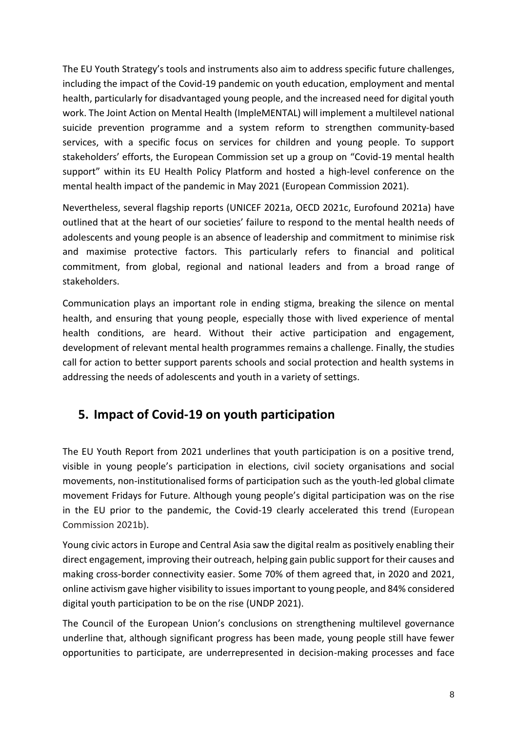The EU Youth Strategy's tools and instruments also aim to address specific future challenges, including the impact of the Covid-19 pandemic on youth education, employment and mental health, particularly for disadvantaged young people, and the increased need for digital youth work. The Joint Action on Mental Health (ImpleMENTAL) will implement a multilevel national suicide prevention programme and a system reform to strengthen community-based services, with a specific focus on services for children and young people. To support stakeholders' efforts, the European Commission set up a group on "Covid-19 mental health support" within its EU Health Policy Platform and hosted a high-level conference on the mental health impact of the pandemic in May 2021 (European Commission 2021).

Nevertheless, several flagship reports (UNICEF 2021a, OECD 2021c, Eurofound 2021a) have outlined that at the heart of our societies' failure to respond to the mental health needs of adolescents and young people is an absence of leadership and commitment to minimise risk and maximise protective factors. This particularly refers to financial and political commitment, from global, regional and national leaders and from a broad range of stakeholders.

Communication plays an important role in ending stigma, breaking the silence on mental health, and ensuring that young people, especially those with lived experience of mental health conditions, are heard. Without their active participation and engagement, development of relevant mental health programmes remains a challenge. Finally, the studies call for action to better support parents schools and social protection and health systems in addressing the needs of adolescents and youth in a variety of settings.

## 5. Impact of Covid-19 on youth participation

The EU Youth Report from 2021 underlines that youth participation is on a positive trend, visible in young people's participation in elections, civil society organisations and social movements, non-institutionalised forms of participation such as the youth-led global climate movement Fridays for Future. Although young people's digital participation was on the rise in the EU prior to the pandemic, the Covid-19 clearly accelerated this trend (European Commission 2021b).

Young civic actors in Europe and Central Asia saw the digital realm as positively enabling their direct engagement, improving their outreach, helping gain public support for their causes and making cross-border connectivity easier. Some 70% of them agreed that, in 2020 and 2021, online activism gave higher visibility to issues important to young people, and 84% considered digital youth participation to be on the rise (UNDP 2021).

The Council of the European Union's conclusions on strengthening multilevel governance underline that, although significant progress has been made, young people still have fewer opportunities to participate, are underrepresented in decision-making processes and face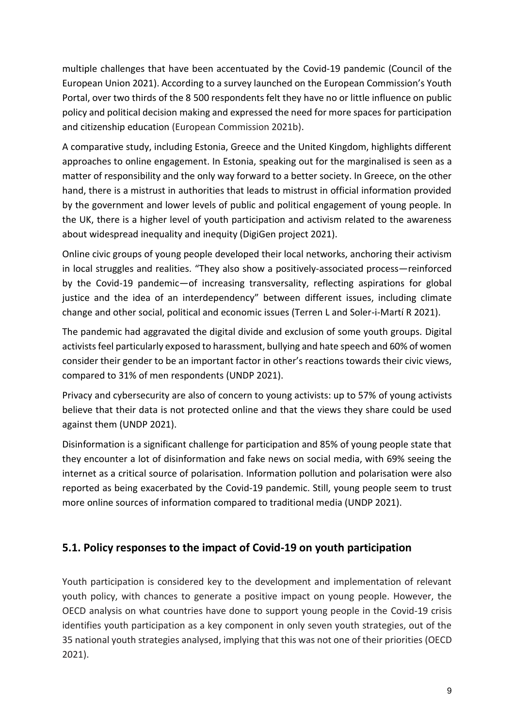multiple challenges that have been accentuated by the Covid-19 pandemic (Council of the European Union 2021). According to a survey launched on the European Commission's Youth Portal, over two thirds of the 8 500 respondents felt they have no or little influence on public policy and political decision making and expressed the need for more spaces for participation and citizenship education (European Commission 2021b).

A comparative study, including Estonia, Greece and the United Kingdom, highlights different approaches to online engagement. In Estonia, speaking out for the marginalised is seen as a matter of responsibility and the only way forward to a better society. In Greece, on the other hand, there is a mistrust in authorities that leads to mistrust in official information provided by the government and lower levels of public and political engagement of young people. In the UK, there is a higher level of youth participation and activism related to the awareness about widespread inequality and inequity (DigiGen project 2021).

Online civic groups of young people developed their local networks, anchoring their activism in local struggles and realities. "They also show a positively-associated process—reinforced by the Covid-19 pandemic—of increasing transversality, reflecting aspirations for global justice and the idea of an interdependency" between different issues, including climate change and other social, political and economic issues (Terren L and Soler-i-Martí R 2021).

The pandemic had aggravated the digital divide and exclusion of some youth groups. Digital activists feel particularly exposed to harassment, bullying and hate speech and 60% of women consider their gender to be an important factor in other's reactions towards their civic views, compared to 31% of men respondents (UNDP 2021).

Privacy and cybersecurity are also of concern to young activists: up to 57% of young activists believe that their data is not protected online and that the views they share could be used against them (UNDP 2021).

Disinformation is a significant challenge for participation and 85% of young people state that they encounter a lot of disinformation and fake news on social media, with 69% seeing the internet as a critical source of polarisation. Information pollution and polarisation were also reported as being exacerbated by the Covid-19 pandemic. Still, young people seem to trust more online sources of information compared to traditional media (UNDP 2021).

## 5.1. Policy responses to the impact of Covid-19 on youth participation

Youth participation is considered key to the development and implementation of relevant youth policy, with chances to generate a positive impact on young people. However, the OECD analysis on what countries have done to support young people in the Covid-19 crisis identifies youth participation as a key component in only seven youth strategies, out of the 35 national youth strategies analysed, implying that this was not one of their priorities (OECD 2021).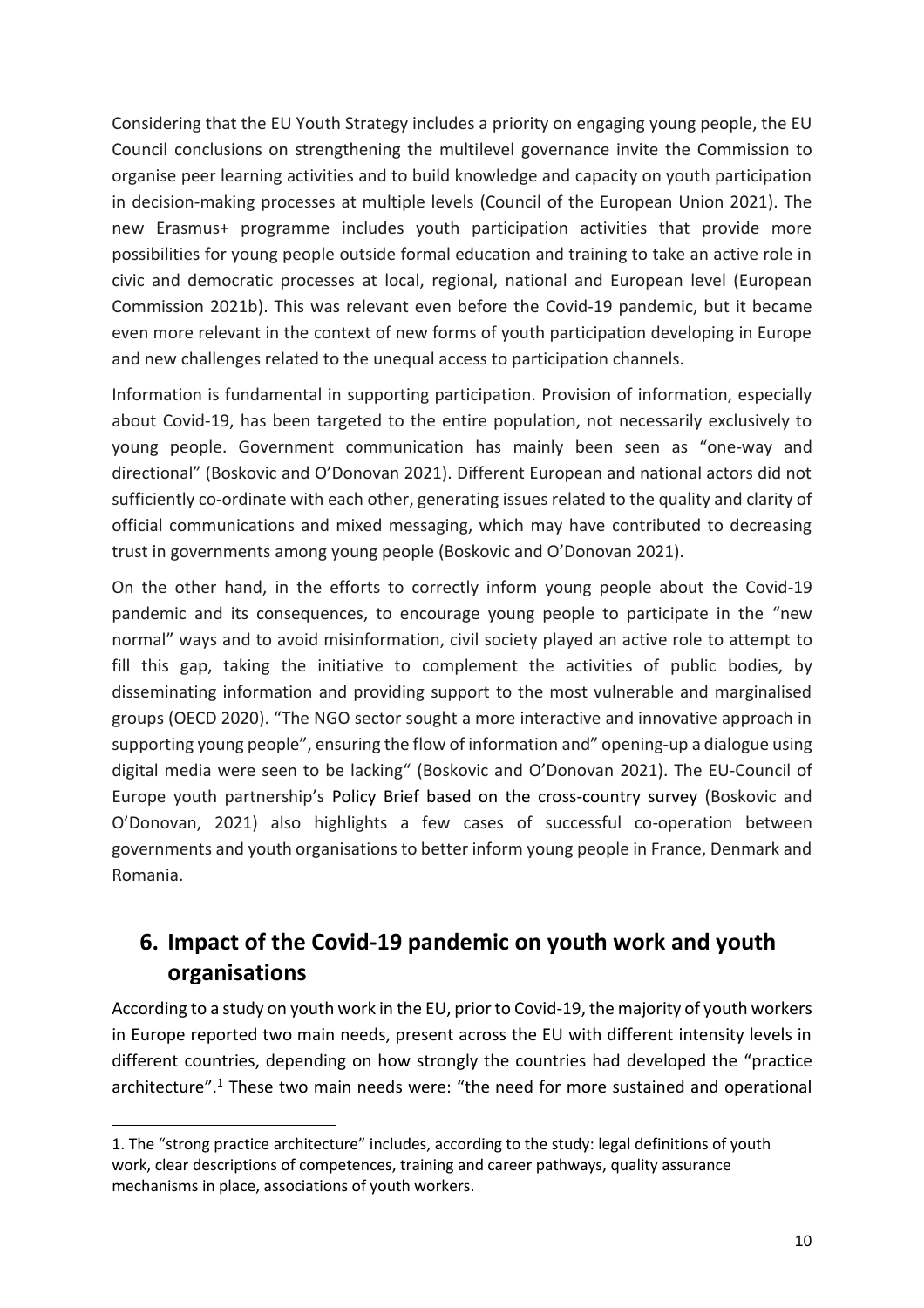Considering that the EU Youth Strategy includes a priority on engaging young people, the EU Council conclusions on strengthening the multilevel governance invite the Commission to organise peer learning activities and to build knowledge and capacity on youth participation in decision-making processes at multiple levels (Council of the European Union 2021). The new Erasmus+ programme includes youth participation activities that provide more possibilities for young people outside formal education and training to take an active role in civic and democratic processes at local, regional, national and European level (European Commission 2021b). This was relevant even before the Covid-19 pandemic, but it became even more relevant in the context of new forms of youth participation developing in Europe and new challenges related to the unequal access to participation channels.

Information is fundamental in supporting participation. Provision of information, especially about Covid-19, has been targeted to the entire population, not necessarily exclusively to young people. Government communication has mainly been seen as "one-way and directional" (Boskovic and O'Donovan 2021). Different European and national actors did not sufficiently co-ordinate with each other, generating issues related to the quality and clarity of official communications and mixed messaging, which may have contributed to decreasing trust in governments among young people (Boskovic and O'Donovan 2021).

On the other hand, in the efforts to correctly inform young people about the Covid-19 pandemic and its consequences, to encourage young people to participate in the "new normal" ways and to avoid misinformation, civil society played an active role to attempt to fill this gap, taking the initiative to complement the activities of public bodies, by disseminating information and providing support to the most vulnerable and marginalised groups (OECD 2020). "The NGO sector sought a more interactive and innovative approach in supporting young people", ensuring the flow of information and" opening-up a dialogue using digital media were seen to be lacking" (Boskovic and O'Donovan 2021). The EU-Council of Europe youth partnership's Policy Brief based on the cross-country survey (Boskovic and O'Donovan, 2021) also highlights a few cases of successful co-operation between governments and youth organisations to better inform young people in France, Denmark and Romania.

## 6. Impact of the Covid-19 pandemic on youth work and youth organisations

According to a study on youth work in the EU, prior to Covid-19, the majority of youth workers in Europe reported two main needs, present across the EU with different intensity levels in different countries, depending on how strongly the countries had developed the "practice architecture".[1] These two main needs were: "the need for more sustained and operational

1. The "strong practice architecture" includes, according to the study: legal definitions of youth work, clear descriptions of competences, training and career pathways, quality assurance mechanisms in place, associations of youth workers.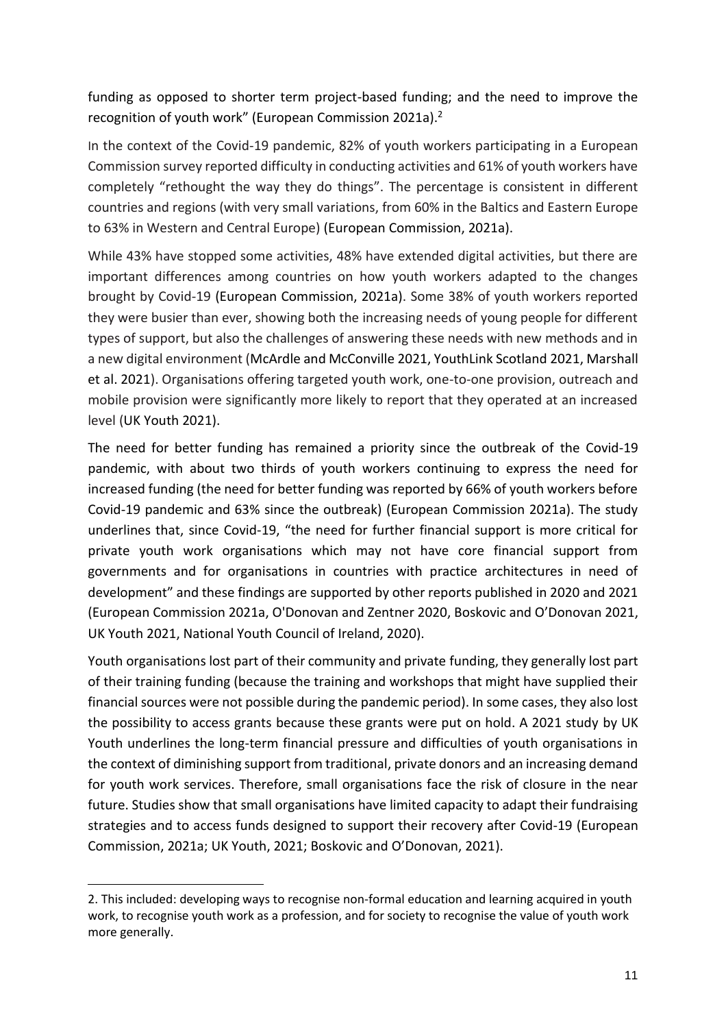funding as opposed to shorter term project-based funding; and the need to improve the recognition of youth work" (European Commission 2021a).[2]

In the context of the Covid-19 pandemic, 82% of youth workers participating in a European Commission survey reported difficulty in conducting activities and 61% of youth workers have completely "rethought the way they do things". The percentage is consistent in different countries and regions (with very small variations, from 60% in the Baltics and Eastern Europe to 63% in Western and Central Europe) (European Commission, 2021a).

While 43% have stopped some activities, 48% have extended digital activities, but there are important differences among countries on how youth workers adapted to the changes brought by Covid-19 (European Commission, 2021a). Some 38% of youth workers reported they were busier than ever, showing both the increasing needs of young people for different types of support, but also the challenges of answering these needs with new methods and in a new digital environment (McArdle and McConville 2021, YouthLink Scotland 2021, Marshall et al. 2021). Organisations offering targeted youth work, one-to-one provision, outreach and mobile provision were significantly more likely to report that they operated at an increased level (UK Youth 2021).

The need for better funding has remained a priority since the outbreak of the Covid-19 pandemic, with about two thirds of youth workers continuing to express the need for increased funding (the need for better funding was reported by 66% of youth workers before Covid-19 pandemic and 63% since the outbreak) (European Commission 2021a). The study underlines that, since Covid-19, "the need for further financial support is more critical for private youth work organisations which may not have core financial support from governments and for organisations in countries with practice architectures in need of development" and these findings are supported by other reports published in 2020 and 2021 (European Commission 2021a, O'Donovan and Zentner 2020, Boskovic and O'Donovan 2021, UK Youth 2021, National Youth Council of Ireland, 2020).

Youth organisations lost part of their community and private funding, they generally lost part of their training funding (because the training and workshops that might have supplied their financial sources were not possible during the pandemic period). In some cases, they also lost the possibility to access grants because these grants were put on hold. A 2021 study by UK Youth underlines the long-term financial pressure and difficulties of youth organisations in the context of diminishing support from traditional, private donors and an increasing demand for youth work services. Therefore, small organisations face the risk of closure in the near future. Studies show that small organisations have limited capacity to adapt their fundraising strategies and to access funds designed to support their recovery after Covid-19 (European Commission, 2021a; UK Youth, 2021; Boskovic and O'Donovan, 2021).

---

2. This included: developing ways to recognise non-formal education and learning acquired in youth work, to recognise youth work as a profession, and for society to recognise the value of youth work more generally.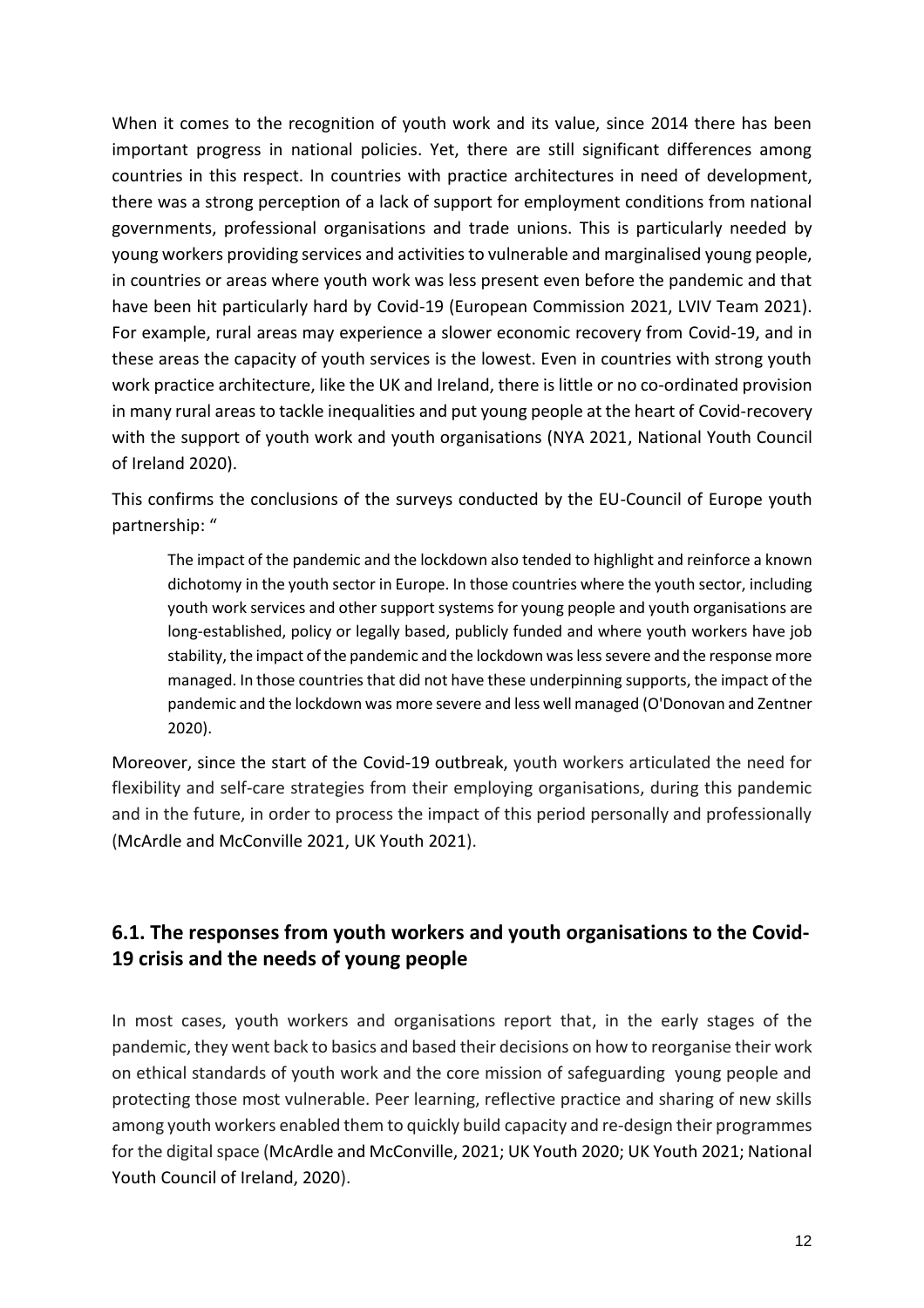When it comes to the recognition of youth work and its value, since 2014 there has been important progress in national policies. Yet, there are still significant differences among countries in this respect. In countries with practice architectures in need of development, there was a strong perception of a lack of support for employment conditions from national governments, professional organisations and trade unions. This is particularly needed by young workers providing services and activities to vulnerable and marginalised young people, in countries or areas where youth work was less present even before the pandemic and that have been hit particularly hard by Covid-19 (European Commission 2021, LVIV Team 2021). For example, rural areas may experience a slower economic recovery from Covid-19, and in these areas the capacity of youth services is the lowest. Even in countries with strong youth work practice architecture, like the UK and Ireland, there is little or no co-ordinated provision in many rural areas to tackle inequalities and put young people at the heart of Covid-recovery with the support of youth work and youth organisations (NYA 2021, National Youth Council of Ireland 2020).

This confirms the conclusions of the surveys conducted by the EU-Council of Europe youth partnership: "

> The impact of the pandemic and the lockdown also tended to highlight and reinforce a known dichotomy in the youth sector in Europe. In those countries where the youth sector, including youth work services and other support systems for young people and youth organisations are long-established, policy or legally based, publicly funded and where youth workers have job stability, the impact of the pandemic and the lockdown was less severe and the response more managed. In those countries that did not have these underpinning supports, the impact of the pandemic and the lockdown was more severe and less well managed (O'Donovan and Zentner 2020).

Moreover, since the start of the Covid-19 outbreak, youth workers articulated the need for flexibility and self-care strategies from their employing organisations, during this pandemic and in the future, in order to process the impact of this period personally and professionally (McArdle and McConville 2021, UK Youth 2021).

## 6.1. The responses from youth workers and youth organisations to the Covid-19 crisis and the needs of young people

In most cases, youth workers and organisations report that, in the early stages of the pandemic, they went back to basics and based their decisions on how to reorganise their work on ethical standards of youth work and the core mission of safeguarding young people and protecting those most vulnerable. Peer learning, reflective practice and sharing of new skills among youth workers enabled them to quickly build capacity and re-design their programmes for the digital space (McArdle and McConville, 2021; UK Youth 2020; UK Youth 2021; National Youth Council of Ireland, 2020).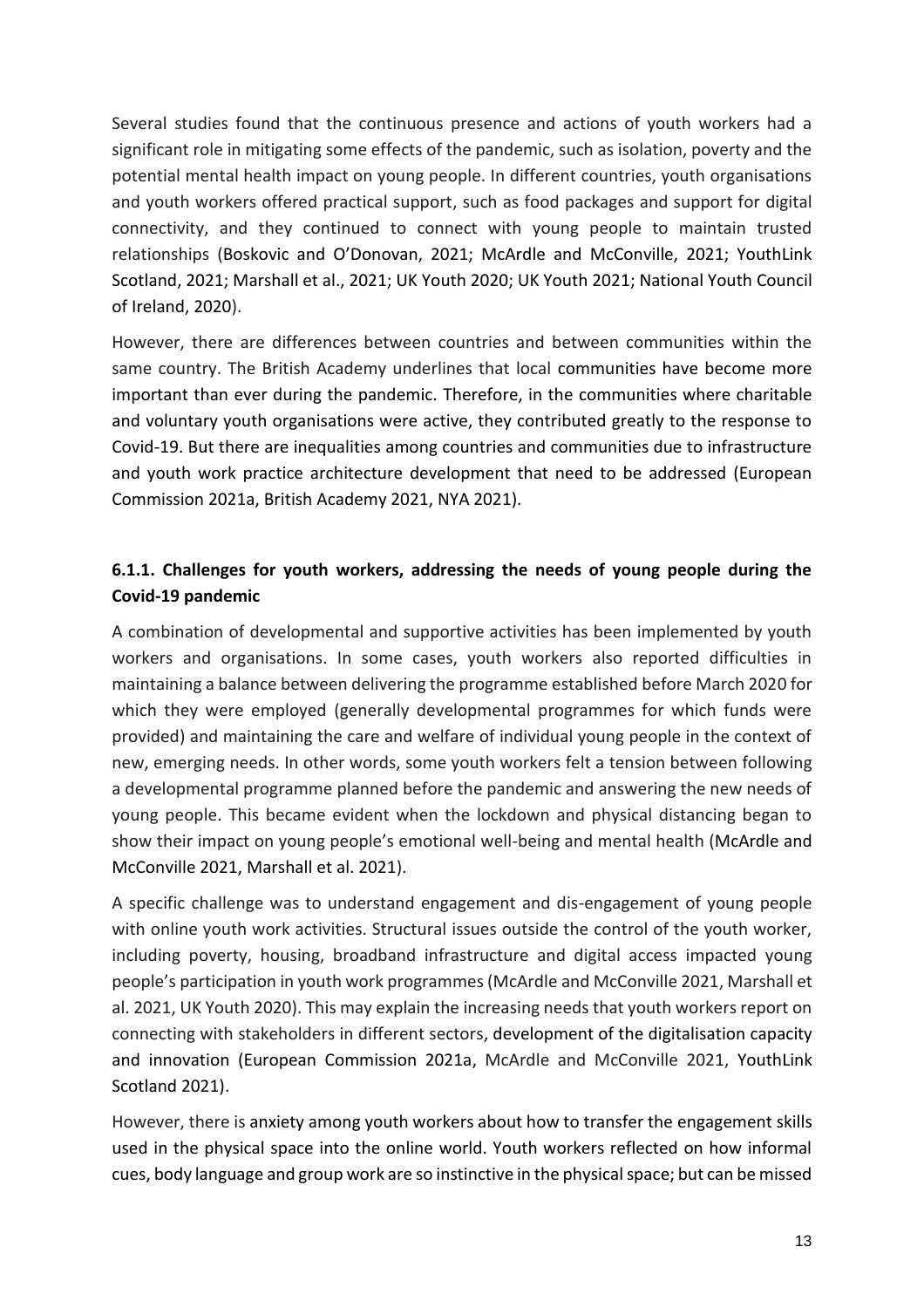Several studies found that the continuous presence and actions of youth workers had a significant role in mitigating some effects of the pandemic, such as isolation, poverty and the potential mental health impact on young people. In different countries, youth organisations and youth workers offered practical support, such as food packages and support for digital connectivity, and they continued to connect with young people to maintain trusted relationships (Boskovic and O'Donovan, 2021; McArdle and McConville, 2021; YouthLink Scotland, 2021; Marshall et al., 2021; UK Youth 2020; UK Youth 2021; National Youth Council of Ireland, 2020).

However, there are differences between countries and between communities within the same country. The British Academy underlines that local communities have become more important than ever during the pandemic. Therefore, in the communities where charitable and voluntary youth organisations were active, they contributed greatly to the response to Covid-19. But there are inequalities among countries and communities due to infrastructure and youth work practice architecture development that need to be addressed (European Commission 2021a, British Academy 2021, NYA 2021).

### 6.1.1. Challenges for youth workers, addressing the needs of young people during the Covid-19 pandemic

A combination of developmental and supportive activities has been implemented by youth workers and organisations. In some cases, youth workers also reported difficulties in maintaining a balance between delivering the programme established before March 2020 for which they were employed (generally developmental programmes for which funds were provided) and maintaining the care and welfare of individual young people in the context of new, emerging needs. In other words, some youth workers felt a tension between following a developmental programme planned before the pandemic and answering the new needs of young people. This became evident when the lockdown and physical distancing began to show their impact on young people's emotional well-being and mental health (McArdle and McConville 2021, Marshall et al. 2021).

A specific challenge was to understand engagement and dis-engagement of young people with online youth work activities. Structural issues outside the control of the youth worker, including poverty, housing, broadband infrastructure and digital access impacted young people's participation in youth work programmes (McArdle and McConville 2021, Marshall et al. 2021, UK Youth 2020). This may explain the increasing needs that youth workers report on connecting with stakeholders in different sectors, development of the digitalisation capacity and innovation (European Commission 2021a, McArdle and McConville 2021, YouthLink Scotland 2021).

However, there is anxiety among youth workers about how to transfer the engagement skills used in the physical space into the online world. Youth workers reflected on how informal cues, body language and group work are so instinctive in the physical space; but can be missed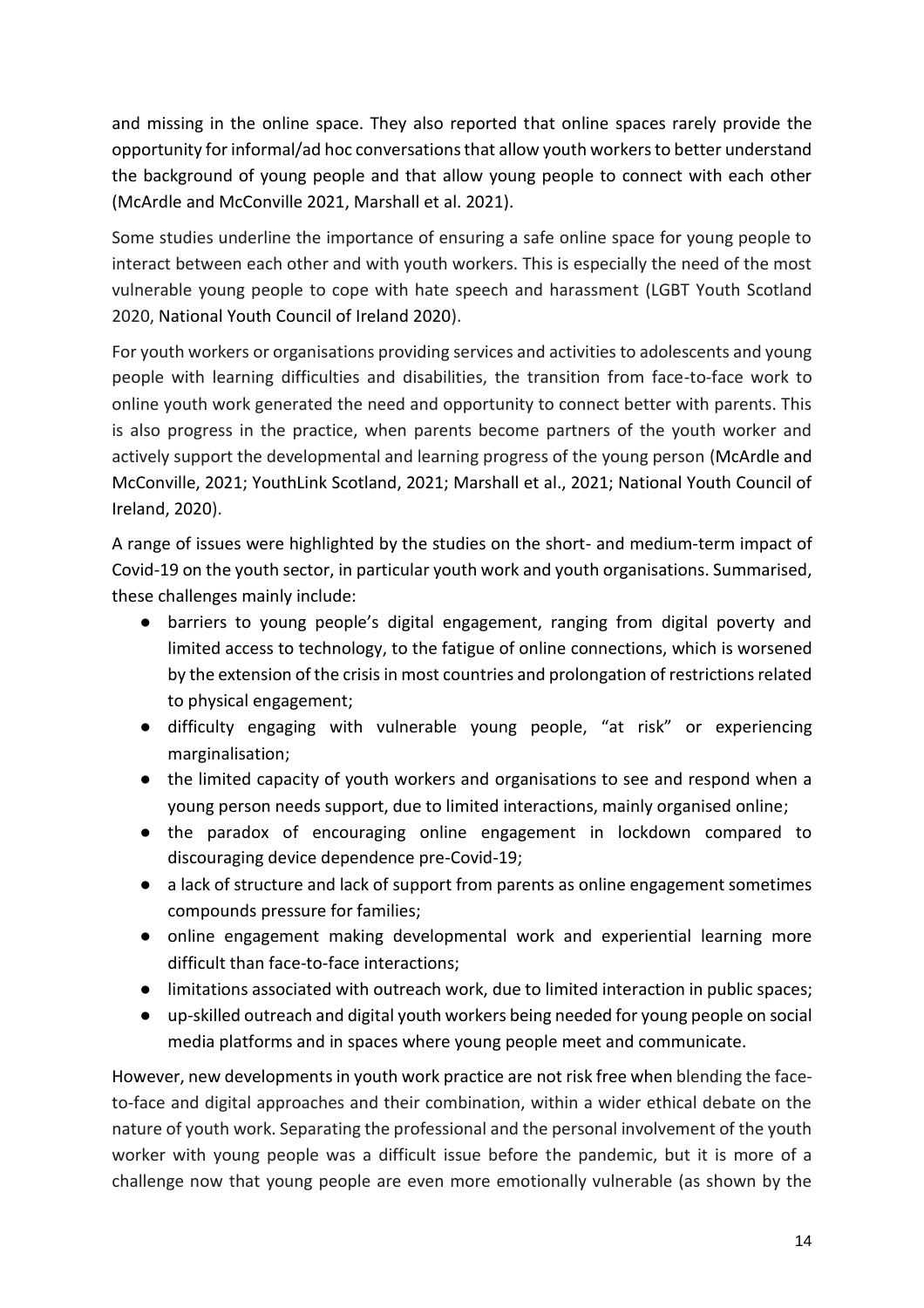and missing in the online space. They also reported that online spaces rarely provide the opportunity for informal/ad hoc conversations that allow youth workers to better understand the background of young people and that allow young people to connect with each other (McArdle and McConville 2021, Marshall et al. 2021).

Some studies underline the importance of ensuring a safe online space for young people to interact between each other and with youth workers. This is especially the need of the most vulnerable young people to cope with hate speech and harassment (LGBT Youth Scotland 2020, National Youth Council of Ireland 2020).

For youth workers or organisations providing services and activities to adolescents and young people with learning difficulties and disabilities, the transition from face-to-face work to online youth work generated the need and opportunity to connect better with parents. This is also progress in the practice, when parents become partners of the youth worker and actively support the developmental and learning progress of the young person (McArdle and McConville, 2021; YouthLink Scotland, 2021; Marshall et al., 2021; National Youth Council of Ireland, 2020).

A range of issues were highlighted by the studies on the short- and medium-term impact of Covid-19 on the youth sector, in particular youth work and youth organisations. Summarised, these challenges mainly include:

- barriers to young people's digital engagement, ranging from digital poverty and limited access to technology, to the fatigue of online connections, which is worsened by the extension of the crisis in most countries and prolongation of restrictions related to physical engagement;
- difficulty engaging with vulnerable young people, "at risk" or experiencing marginalisation;
- the limited capacity of youth workers and organisations to see and respond when a young person needs support, due to limited interactions, mainly organised online;
- the paradox of encouraging online engagement in lockdown compared to discouraging device dependence pre-Covid-19;
- a lack of structure and lack of support from parents as online engagement sometimes compounds pressure for families;
- online engagement making developmental work and experiential learning more difficult than face-to-face interactions;
- limitations associated with outreach work, due to limited interaction in public spaces;
- up-skilled outreach and digital youth workers being needed for young people on social media platforms and in spaces where young people meet and communicate.

However, new developments in youth work practice are not risk free when blending the face-to-face and digital approaches and their combination, within a wider ethical debate on the nature of youth work. Separating the professional and the personal involvement of the youth worker with young people was a difficult issue before the pandemic, but it is more of a challenge now that young people are even more emotionally vulnerable (as shown by the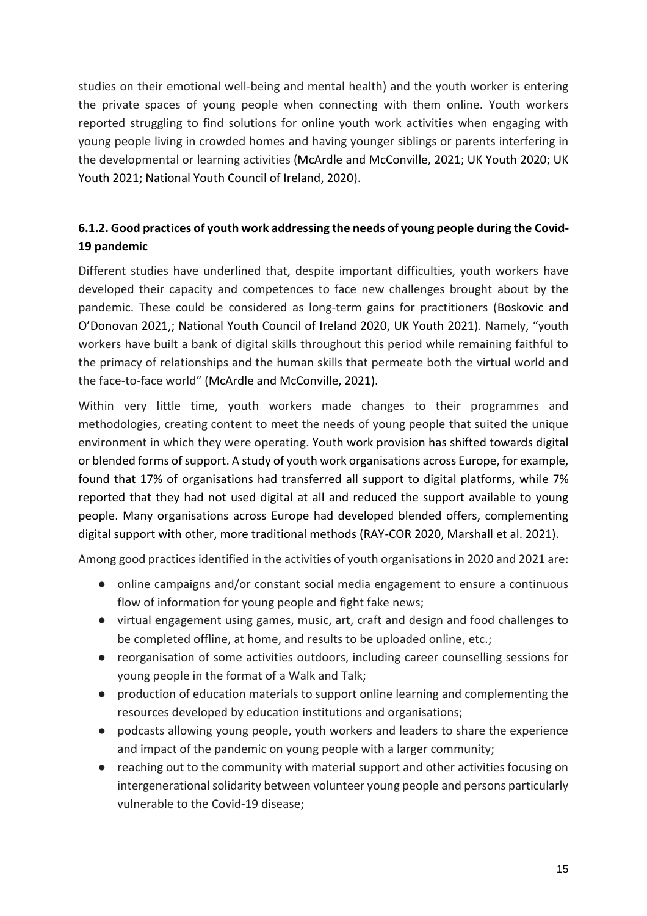studies on their emotional well-being and mental health) and the youth worker is entering the private spaces of young people when connecting with them online. Youth workers reported struggling to find solutions for online youth work activities when engaging with young people living in crowded homes and having younger siblings or parents interfering in the developmental or learning activities (McArdle and McConville, 2021; UK Youth 2020; UK Youth 2021; National Youth Council of Ireland, 2020).

### 6.1.2. Good practices of youth work addressing the needs of young people during the Covid-19 pandemic

Different studies have underlined that, despite important difficulties, youth workers have developed their capacity and competences to face new challenges brought about by the pandemic. These could be considered as long-term gains for practitioners (Boskovic and O'Donovan 2021,; National Youth Council of Ireland 2020, UK Youth 2021). Namely, "youth workers have built a bank of digital skills throughout this period while remaining faithful to the primacy of relationships and the human skills that permeate both the virtual world and the face-to-face world" (McArdle and McConville, 2021).

Within very little time, youth workers made changes to their programmes and methodologies, creating content to meet the needs of young people that suited the unique environment in which they were operating. Youth work provision has shifted towards digital or blended forms of support. A study of youth work organisations across Europe, for example, found that 17% of organisations had transferred all support to digital platforms, while 7% reported that they had not used digital at all and reduced the support available to young people. Many organisations across Europe had developed blended offers, complementing digital support with other, more traditional methods (RAY-COR 2020, Marshall et al. 2021).

Among good practices identified in the activities of youth organisations in 2020 and 2021 are:

- online campaigns and/or constant social media engagement to ensure a continuous flow of information for young people and fight fake news;
- virtual engagement using games, music, art, craft and design and food challenges to be completed offline, at home, and results to be uploaded online, etc.;
- reorganisation of some activities outdoors, including career counselling sessions for young people in the format of a Walk and Talk;
- production of education materials to support online learning and complementing the resources developed by education institutions and organisations;
- podcasts allowing young people, youth workers and leaders to share the experience and impact of the pandemic on young people with a larger community;
- reaching out to the community with material support and other activities focusing on intergenerational solidarity between volunteer young people and persons particularly vulnerable to the Covid-19 disease;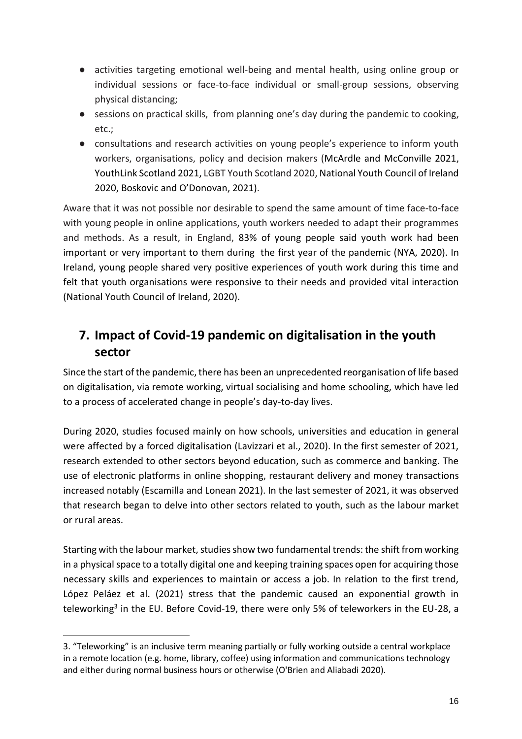- activities targeting emotional well-being and mental health, using online group or individual sessions or face-to-face individual or small-group sessions, observing physical distancing;
- sessions on practical skills, from planning one's day during the pandemic to cooking, etc.;
- consultations and research activities on young people's experience to inform youth workers, organisations, policy and decision makers (McArdle and McConville 2021, YouthLink Scotland 2021, LGBT Youth Scotland 2020, National Youth Council of Ireland 2020, Boskovic and O'Donovan, 2021).

Aware that it was not possible nor desirable to spend the same amount of time face-to-face with young people in online applications, youth workers needed to adapt their programmes and methods. As a result, in England, 83% of young people said youth work had been important or very important to them during the first year of the pandemic (NYA, 2020). In Ireland, young people shared very positive experiences of youth work during this time and felt that youth organisations were responsive to their needs and provided vital interaction (National Youth Council of Ireland, 2020).

## 7. Impact of Covid-19 pandemic on digitalisation in the youth sector

Since the start of the pandemic, there has been an unprecedented reorganisation of life based on digitalisation, via remote working, virtual socialising and home schooling, which have led to a process of accelerated change in people's day-to-day lives.

During 2020, studies focused mainly on how schools, universities and education in general were affected by a forced digitalisation (Lavizzari et al., 2020). In the first semester of 2021, research extended to other sectors beyond education, such as commerce and banking. The use of electronic platforms in online shopping, restaurant delivery and money transactions increased notably (Escamilla and Lonean 2021). In the last semester of 2021, it was observed that research began to delve into other sectors related to youth, such as the labour market or rural areas.

Starting with the labour market, studies show two fundamental trends: the shift from working in a physical space to a totally digital one and keeping training spaces open for acquiring those necessary skills and experiences to maintain or access a job. In relation to the first trend, López Peláez et al. (2021) stress that the pandemic caused an exponential growth in teleworking[3] in the EU. Before Covid-19, there were only 5% of teleworkers in the EU-28, a

3. "Teleworking" is an inclusive term meaning partially or fully working outside a central workplace in a remote location (e.g. home, library, coffee) using information and communications technology and either during normal business hours or otherwise (O'Brien and Aliabadi 2020).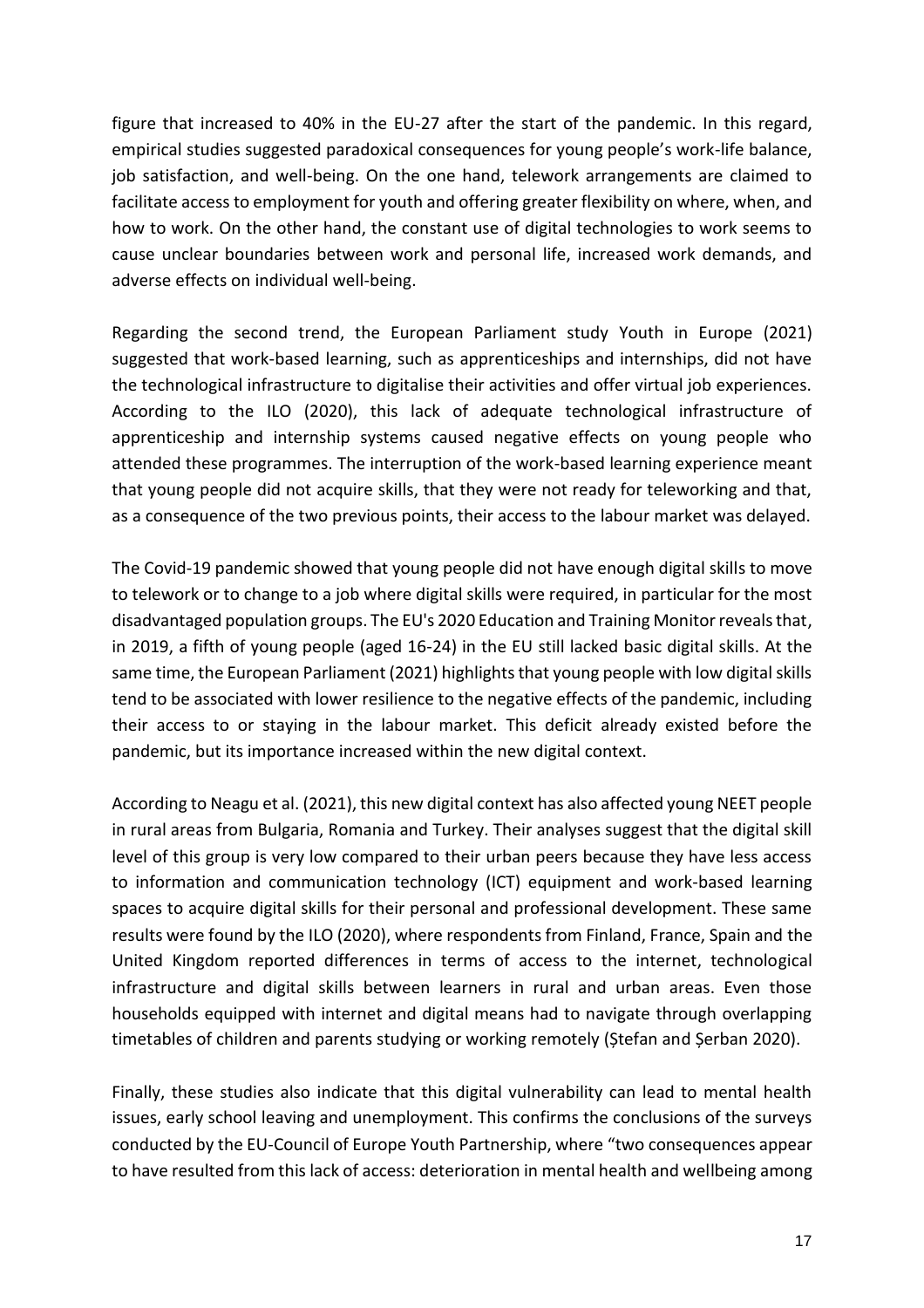figure that increased to 40% in the EU-27 after the start of the pandemic. In this regard, empirical studies suggested paradoxical consequences for young people's work-life balance, job satisfaction, and well-being. On the one hand, telework arrangements are claimed to facilitate access to employment for youth and offering greater flexibility on where, when, and how to work. On the other hand, the constant use of digital technologies to work seems to cause unclear boundaries between work and personal life, increased work demands, and adverse effects on individual well-being.

Regarding the second trend, the European Parliament study Youth in Europe (2021) suggested that work-based learning, such as apprenticeships and internships, did not have the technological infrastructure to digitalise their activities and offer virtual job experiences. According to the ILO (2020), this lack of adequate technological infrastructure of apprenticeship and internship systems caused negative effects on young people who attended these programmes. The interruption of the work-based learning experience meant that young people did not acquire skills, that they were not ready for teleworking and that, as a consequence of the two previous points, their access to the labour market was delayed.

The Covid-19 pandemic showed that young people did not have enough digital skills to move to telework or to change to a job where digital skills were required, in particular for the most disadvantaged population groups. The EU's 2020 Education and Training Monitor reveals that, in 2019, a fifth of young people (aged 16-24) in the EU still lacked basic digital skills. At the same time, the European Parliament (2021) highlights that young people with low digital skills tend to be associated with lower resilience to the negative effects of the pandemic, including their access to or staying in the labour market. This deficit already existed before the pandemic, but its importance increased within the new digital context.

According to Neagu et al. (2021), this new digital context has also affected young NEET people in rural areas from Bulgaria, Romania and Turkey. Their analyses suggest that the digital skill level of this group is very low compared to their urban peers because they have less access to information and communication technology (ICT) equipment and work-based learning spaces to acquire digital skills for their personal and professional development. These same results were found by the ILO (2020), where respondents from Finland, France, Spain and the United Kingdom reported differences in terms of access to the internet, technological infrastructure and digital skills between learners in rural and urban areas. Even those households equipped with internet and digital means had to navigate through overlapping timetables of children and parents studying or working remotely (Ștefan and Șerban 2020).

Finally, these studies also indicate that this digital vulnerability can lead to mental health issues, early school leaving and unemployment. This confirms the conclusions of the surveys conducted by the EU-Council of Europe Youth Partnership, where "two consequences appear to have resulted from this lack of access: deterioration in mental health and wellbeing among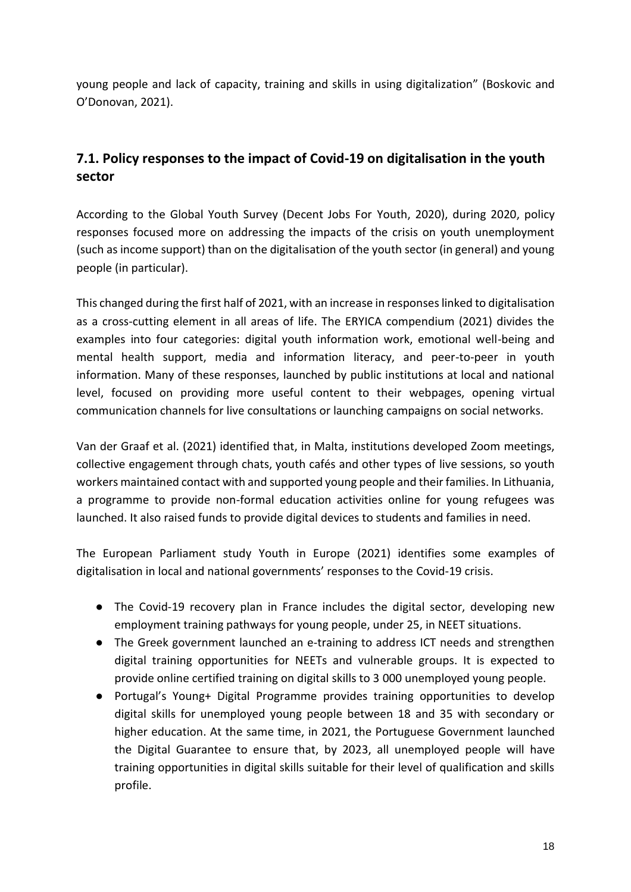young people and lack of capacity, training and skills in using digitalization" (Boskovic and O'Donovan, 2021).

## 7.1. Policy responses to the impact of Covid-19 on digitalisation in the youth sector

According to the Global Youth Survey (Decent Jobs For Youth, 2020), during 2020, policy responses focused more on addressing the impacts of the crisis on youth unemployment (such as income support) than on the digitalisation of the youth sector (in general) and young people (in particular).

This changed during the first half of 2021, with an increase in responses linked to digitalisation as a cross-cutting element in all areas of life. The ERYICA compendium (2021) divides the examples into four categories: digital youth information work, emotional well-being and mental health support, media and information literacy, and peer-to-peer in youth information. Many of these responses, launched by public institutions at local and national level, focused on providing more useful content to their webpages, opening virtual communication channels for live consultations or launching campaigns on social networks.

Van der Graaf et al. (2021) identified that, in Malta, institutions developed Zoom meetings, collective engagement through chats, youth cafés and other types of live sessions, so youth workers maintained contact with and supported young people and their families. In Lithuania, a programme to provide non-formal education activities online for young refugees was launched. It also raised funds to provide digital devices to students and families in need.

The European Parliament study Youth in Europe (2021) identifies some examples of digitalisation in local and national governments' responses to the Covid-19 crisis.

- The Covid-19 recovery plan in France includes the digital sector, developing new employment training pathways for young people, under 25, in NEET situations.
- The Greek government launched an e-training to address ICT needs and strengthen digital training opportunities for NEETs and vulnerable groups. It is expected to provide online certified training on digital skills to 3 000 unemployed young people.
- Portugal's Young+ Digital Programme provides training opportunities to develop digital skills for unemployed young people between 18 and 35 with secondary or higher education. At the same time, in 2021, the Portuguese Government launched the Digital Guarantee to ensure that, by 2023, all unemployed people will have training opportunities in digital skills suitable for their level of qualification and skills profile.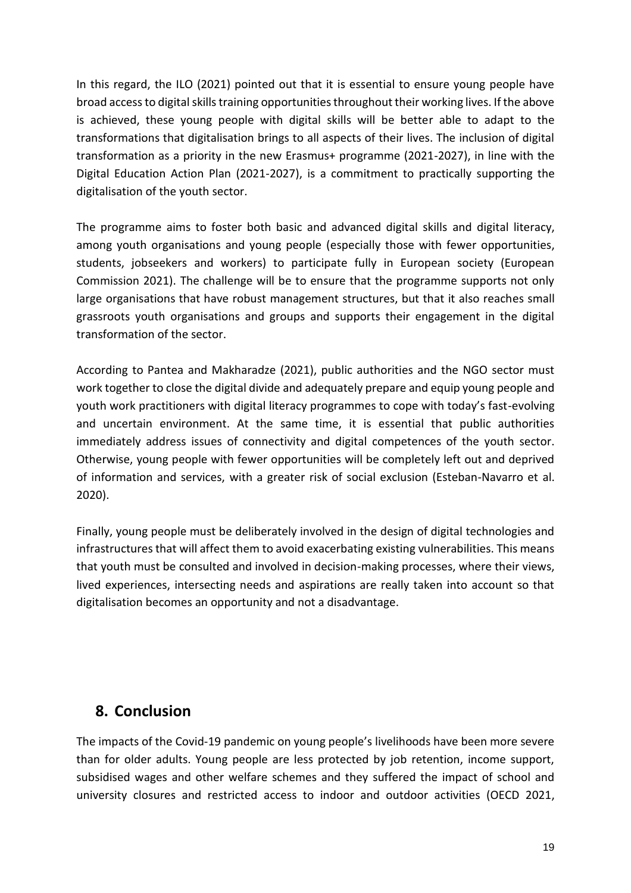In this regard, the ILO (2021) pointed out that it is essential to ensure young people have broad access to digital skills training opportunities throughout their working lives. If the above is achieved, these young people with digital skills will be better able to adapt to the transformations that digitalisation brings to all aspects of their lives. The inclusion of digital transformation as a priority in the new Erasmus+ programme (2021-2027), in line with the Digital Education Action Plan (2021-2027), is a commitment to practically supporting the digitalisation of the youth sector.

The programme aims to foster both basic and advanced digital skills and digital literacy, among youth organisations and young people (especially those with fewer opportunities, students, jobseekers and workers) to participate fully in European society (European Commission 2021). The challenge will be to ensure that the programme supports not only large organisations that have robust management structures, but that it also reaches small grassroots youth organisations and groups and supports their engagement in the digital transformation of the sector.

According to Pantea and Makharadze (2021), public authorities and the NGO sector must work together to close the digital divide and adequately prepare and equip young people and youth work practitioners with digital literacy programmes to cope with today's fast-evolving and uncertain environment. At the same time, it is essential that public authorities immediately address issues of connectivity and digital competences of the youth sector. Otherwise, young people with fewer opportunities will be completely left out and deprived of information and services, with a greater risk of social exclusion (Esteban-Navarro et al. 2020).

Finally, young people must be deliberately involved in the design of digital technologies and infrastructures that will affect them to avoid exacerbating existing vulnerabilities. This means that youth must be consulted and involved in decision-making processes, where their views, lived experiences, intersecting needs and aspirations are really taken into account so that digitalisation becomes an opportunity and not a disadvantage.

## 8. Conclusion

The impacts of the Covid-19 pandemic on young people's livelihoods have been more severe than for older adults. Young people are less protected by job retention, income support, subsidised wages and other welfare schemes and they suffered the impact of school and university closures and restricted access to indoor and outdoor activities (OECD 2021,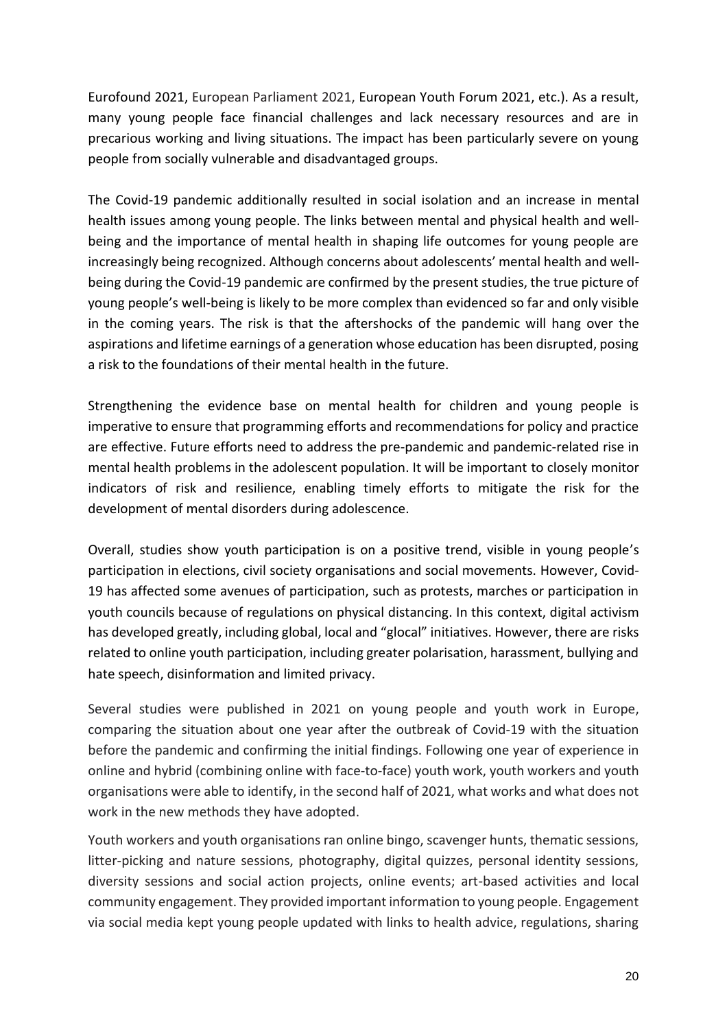Eurofound 2021, European Parliament 2021, European Youth Forum 2021, etc.). As a result, many young people face financial challenges and lack necessary resources and are in precarious working and living situations. The impact has been particularly severe on young people from socially vulnerable and disadvantaged groups.

The Covid-19 pandemic additionally resulted in social isolation and an increase in mental health issues among young people. The links between mental and physical health and well-being and the importance of mental health in shaping life outcomes for young people are increasingly being recognized. Although concerns about adolescents' mental health and well-being during the Covid-19 pandemic are confirmed by the present studies, the true picture of young people's well-being is likely to be more complex than evidenced so far and only visible in the coming years. The risk is that the aftershocks of the pandemic will hang over the aspirations and lifetime earnings of a generation whose education has been disrupted, posing a risk to the foundations of their mental health in the future.

Strengthening the evidence base on mental health for children and young people is imperative to ensure that programming efforts and recommendations for policy and practice are effective. Future efforts need to address the pre-pandemic and pandemic-related rise in mental health problems in the adolescent population. It will be important to closely monitor indicators of risk and resilience, enabling timely efforts to mitigate the risk for the development of mental disorders during adolescence.

Overall, studies show youth participation is on a positive trend, visible in young people's participation in elections, civil society organisations and social movements. However, Covid-19 has affected some avenues of participation, such as protests, marches or participation in youth councils because of regulations on physical distancing. In this context, digital activism has developed greatly, including global, local and "glocal" initiatives. However, there are risks related to online youth participation, including greater polarisation, harassment, bullying and hate speech, disinformation and limited privacy.

Several studies were published in 2021 on young people and youth work in Europe, comparing the situation about one year after the outbreak of Covid-19 with the situation before the pandemic and confirming the initial findings. Following one year of experience in online and hybrid (combining online with face-to-face) youth work, youth workers and youth organisations were able to identify, in the second half of 2021, what works and what does not work in the new methods they have adopted.

Youth workers and youth organisations ran online bingo, scavenger hunts, thematic sessions, litter-picking and nature sessions, photography, digital quizzes, personal identity sessions, diversity sessions and social action projects, online events; art-based activities and local community engagement. They provided important information to young people. Engagement via social media kept young people updated with links to health advice, regulations, sharing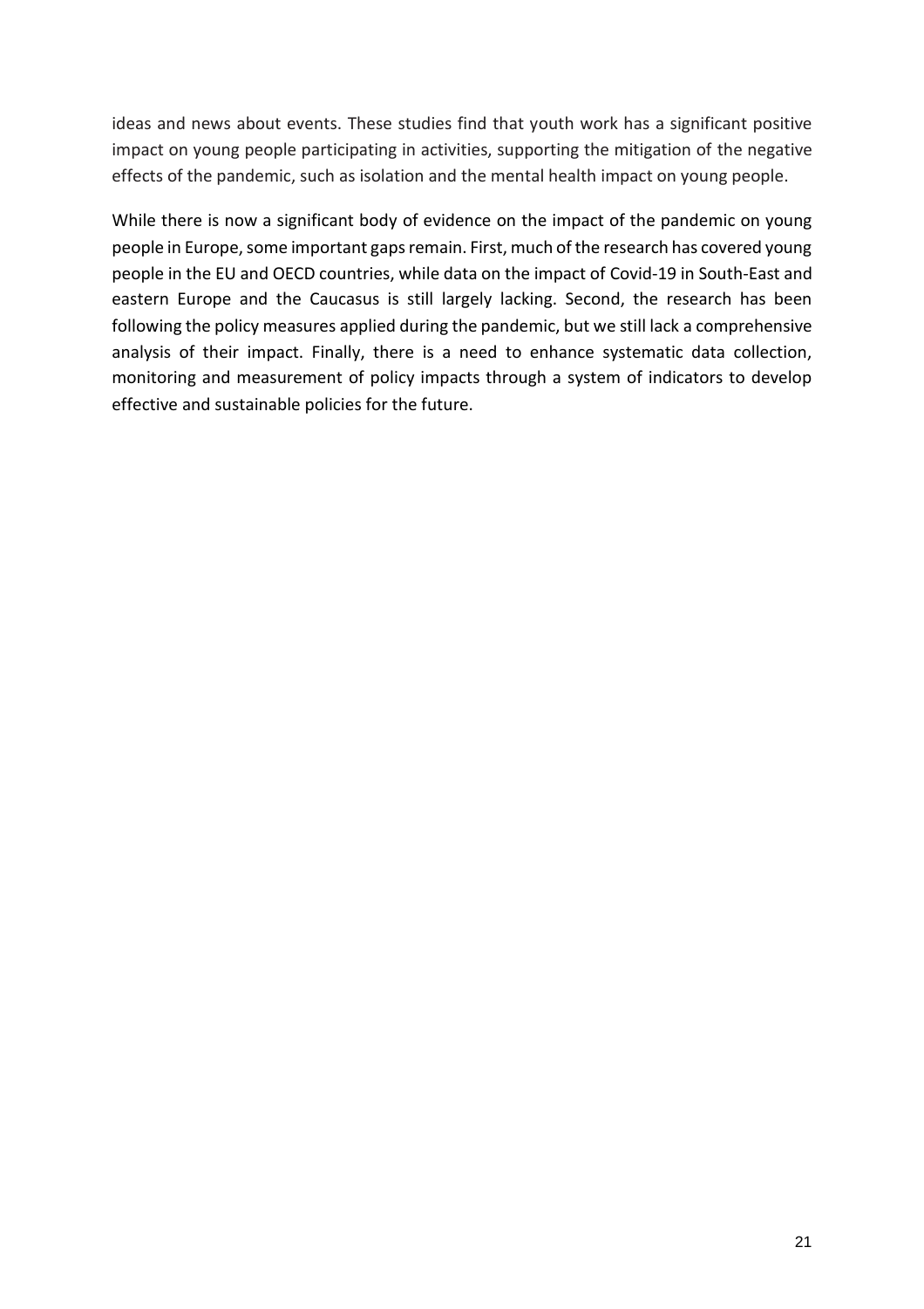ideas and news about events. These studies find that youth work has a significant positive impact on young people participating in activities, supporting the mitigation of the negative effects of the pandemic, such as isolation and the mental health impact on young people.

While there is now a significant body of evidence on the impact of the pandemic on young people in Europe, some important gaps remain. First, much of the research has covered young people in the EU and OECD countries, while data on the impact of Covid-19 in South-East and eastern Europe and the Caucasus is still largely lacking. Second, the research has been following the policy measures applied during the pandemic, but we still lack a comprehensive analysis of their impact. Finally, there is a need to enhance systematic data collection, monitoring and measurement of policy impacts through a system of indicators to develop effective and sustainable policies for the future.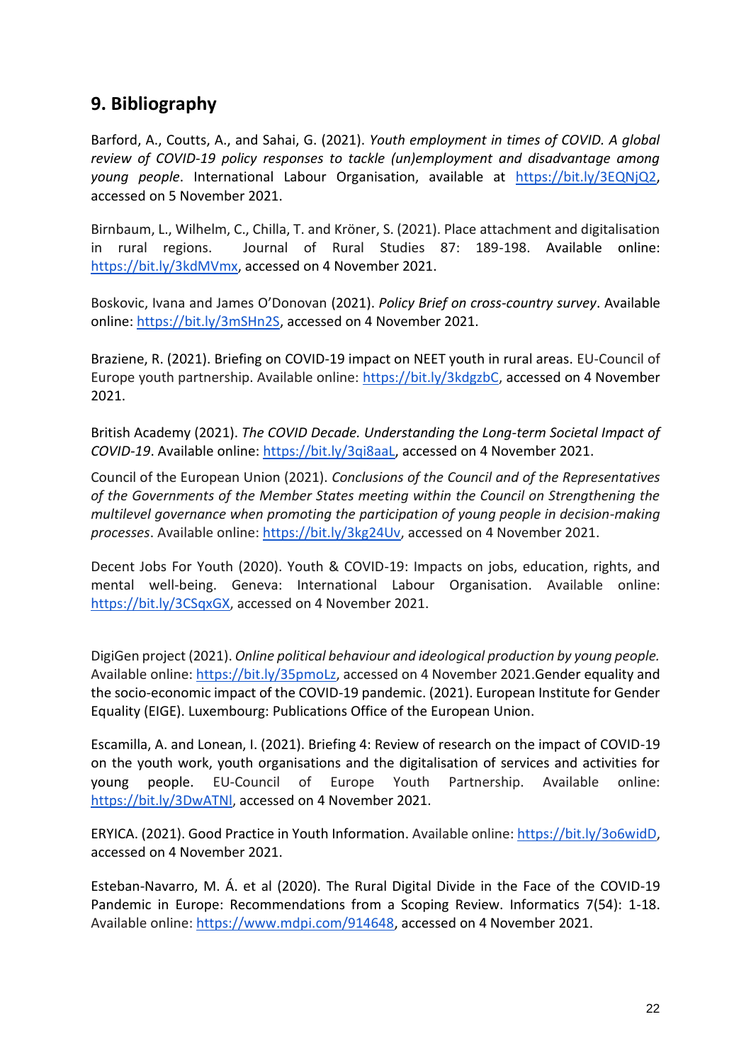## 9. Bibliography

Barford, A., Coutts, A., and Sahai, G. (2021). *Youth employment in times of COVID. A global review of COVID-19 policy responses to tackle (un)employment and disadvantage among young people*. International Labour Organisation, available at https://bit.ly/3EQNjQ2, accessed on 5 November 2021.

Birnbaum, L., Wilhelm, C., Chilla, T. and Kröner, S. (2021). Place attachment and digitalisation in rural regions. Journal of Rural Studies 87: 189-198. Available online: https://bit.ly/3kdMVmx, accessed on 4 November 2021.

Boskovic, Ivana and James O'Donovan (2021). *Policy Brief on cross-country survey*. Available online: https://bit.ly/3mSHn2S, accessed on 4 November 2021.

Braziene, R. (2021). Briefing on COVID-19 impact on NEET youth in rural areas. EU-Council of Europe youth partnership. Available online: https://bit.ly/3kdgzbC, accessed on 4 November 2021.

British Academy (2021). *The COVID Decade. Understanding the Long-term Societal Impact of COVID-19*. Available online: https://bit.ly/3qi8aaL, accessed on 4 November 2021.

Council of the European Union (2021). *Conclusions of the Council and of the Representatives of the Governments of the Member States meeting within the Council on Strengthening the multilevel governance when promoting the participation of young people in decision-making processes*. Available online: https://bit.ly/3kg24Uv, accessed on 4 November 2021.

Decent Jobs For Youth (2020). Youth & COVID-19: Impacts on jobs, education, rights, and mental well-being. Geneva: International Labour Organisation. Available online: https://bit.ly/3CSqxGX, accessed on 4 November 2021.

DigiGen project (2021). *Online political behaviour and ideological production by young people.* Available online: https://bit.ly/35pmoLz, accessed on 4 November 2021.Gender equality and the socio-economic impact of the COVID-19 pandemic. (2021). European Institute for Gender Equality (EIGE). Luxembourg: Publications Office of the European Union.

Escamilla, A. and Lonean, I. (2021). Briefing 4: Review of research on the impact of COVID-19 on the youth work, youth organisations and the digitalisation of services and activities for young people. EU-Council of Europe Youth Partnership. Available online: https://bit.ly/3DwATNl, accessed on 4 November 2021.

ERYICA. (2021). Good Practice in Youth Information. Available online: https://bit.ly/3o6widD, accessed on 4 November 2021.

Esteban-Navarro, M. Á. et al (2020). The Rural Digital Divide in the Face of the COVID-19 Pandemic in Europe: Recommendations from a Scoping Review. Informatics 7(54): 1-18. Available online: https://www.mdpi.com/914648, accessed on 4 November 2021.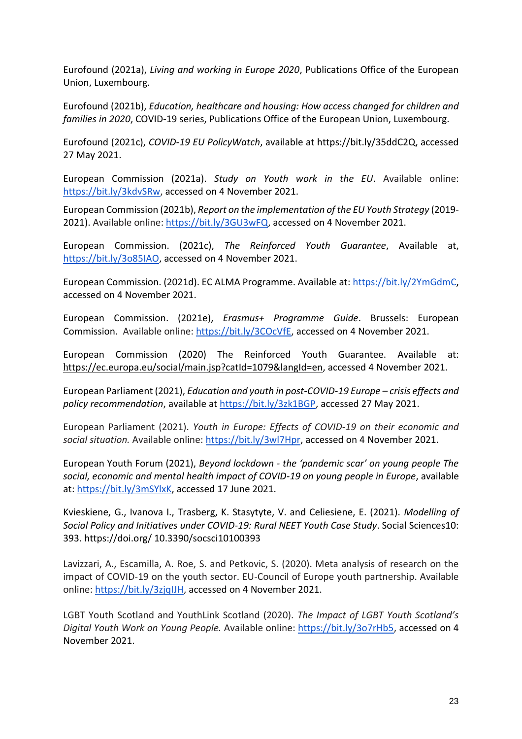Eurofound (2021a), *Living and working in Europe 2020*, Publications Office of the European Union, Luxembourg.

Eurofound (2021b), *Education, healthcare and housing: How access changed for children and families in 2020*, COVID-19 series, Publications Office of the European Union, Luxembourg.

Eurofound (2021c), *COVID-19 EU PolicyWatch*, available at https://bit.ly/35ddC2Q, accessed 27 May 2021.

European Commission (2021a). *Study on Youth work in the EU*. Available online: https://bit.ly/3kdvSRw, accessed on 4 November 2021.

European Commission (2021b), *Report on the implementation of the EU Youth Strategy* (2019-2021). Available online: https://bit.ly/3GU3wFQ, accessed on 4 November 2021.

European Commission. (2021c), *The Reinforced Youth Guarantee*, Available at, https://bit.ly/3o85IAO, accessed on 4 November 2021.

European Commission. (2021d). EC ALMA Programme. Available at: https://bit.ly/2YmGdmC, accessed on 4 November 2021.

European Commission. (2021e), *Erasmus+ Programme Guide*. Brussels: European Commission. Available online: https://bit.ly/3COcVfE, accessed on 4 November 2021.

European Commission (2020) The Reinforced Youth Guarantee. Available at: https://ec.europa.eu/social/main.jsp?catId=1079&langId=en, accessed 4 November 2021.

European Parliament (2021), *Education and youth in post-COVID-19 Europe – crisis effects and policy recommendation*, available at https://bit.ly/3zk1BGP, accessed 27 May 2021.

European Parliament (2021). *Youth in Europe: Effects of COVID-19 on their economic and social situation.* Available online: https://bit.ly/3wl7Hpr, accessed on 4 November 2021.

European Youth Forum (2021), *Beyond lockdown - the 'pandemic scar' on young people The social, economic and mental health impact of COVID-19 on young people in Europe*, available at: https://bit.ly/3mSYlxK, accessed 17 June 2021.

Kvieskiene, G., Ivanova I., Trasberg, K. Stasytyte, V. and Celiesiene, E. (2021). *Modelling of Social Policy and Initiatives under COVID-19: Rural NEET Youth Case Study*. Social Sciences10: 393. https://doi.org/ 10.3390/socsci10100393

Lavizzari, A., Escamilla, A. Roe, S. and Petkovic, S. (2020). Meta analysis of research on the impact of COVID-19 on the youth sector. EU-Council of Europe youth partnership. Available online: https://bit.ly/3zjqlJH, accessed on 4 November 2021.

LGBT Youth Scotland and YouthLink Scotland (2020). *The Impact of LGBT Youth Scotland's Digital Youth Work on Young People.* Available online: https://bit.ly/3o7rHb5, accessed on 4 November 2021.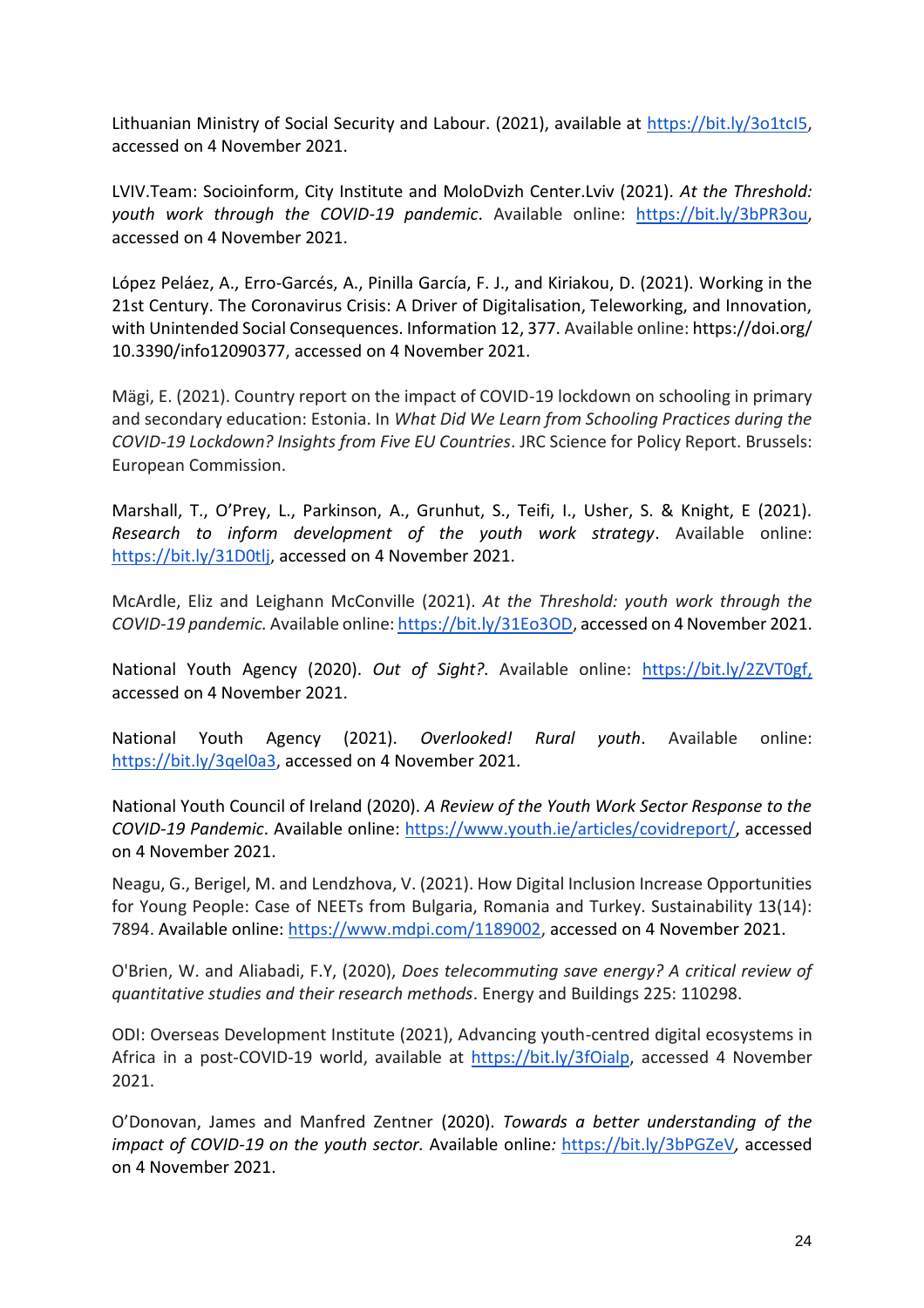Lithuanian Ministry of Social Security and Labour. (2021), available at https://bit.ly/3o1tcI5, accessed on 4 November 2021.

LVIV.Team: Socioinform, City Institute and MoloDvizh Center.Lviv (2021). *At the Threshold: youth work through the COVID-19 pandemic*. Available online: https://bit.ly/3bPR3ou, accessed on 4 November 2021.

López Peláez, A., Erro-Garcés, A., Pinilla García, F. J., and Kiriakou, D. (2021). Working in the 21st Century. The Coronavirus Crisis: A Driver of Digitalisation, Teleworking, and Innovation, with Unintended Social Consequences. Information 12, 377. Available online: https://doi.org/10.3390/info12090377, accessed on 4 November 2021.

Mägi, E. (2021). Country report on the impact of COVID-19 lockdown on schooling in primary and secondary education: Estonia. In *What Did We Learn from Schooling Practices during the COVID-19 Lockdown? Insights from Five EU Countries*. JRC Science for Policy Report. Brussels: European Commission.

Marshall, T., O'Prey, L., Parkinson, A., Grunhut, S., Teifi, I., Usher, S. & Knight, E (2021). *Research to inform development of the youth work strategy*. Available online: https://bit.ly/31D0tlj, accessed on 4 November 2021.

McArdle, Eliz and Leighann McConville (2021). *At the Threshold: youth work through the COVID-19 pandemic.* Available online: https://bit.ly/31Eo3OD, accessed on 4 November 2021.

National Youth Agency (2020). *Out of Sight?*. Available online: https://bit.ly/2ZVT0gf, accessed on 4 November 2021.

National Youth Agency (2021). *Overlooked! Rural youth*. Available online: https://bit.ly/3qel0a3, accessed on 4 November 2021.

National Youth Council of Ireland (2020). *A Review of the Youth Work Sector Response to the COVID-19 Pandemic*. Available online: https://www.youth.ie/articles/covidreport/, accessed on 4 November 2021.

Neagu, G., Berigel, M. and Lendzhova, V. (2021). How Digital Inclusion Increase Opportunities for Young People: Case of NEETs from Bulgaria, Romania and Turkey. Sustainability 13(14): 7894. Available online: https://www.mdpi.com/1189002, accessed on 4 November 2021.

O'Brien, W. and Aliabadi, F.Y, (2020), *Does telecommuting save energy? A critical review of quantitative studies and their research methods*. Energy and Buildings 225: 110298.

ODI: Overseas Development Institute (2021), Advancing youth-centred digital ecosystems in Africa in a post-COVID-19 world, available at https://bit.ly/3fOialp, accessed 4 November 2021.

O'Donovan, James and Manfred Zentner (2020). *Towards a better understanding of the impact of COVID-19 on the youth sector.* Available online: https://bit.ly/3bPGZeV, accessed on 4 November 2021.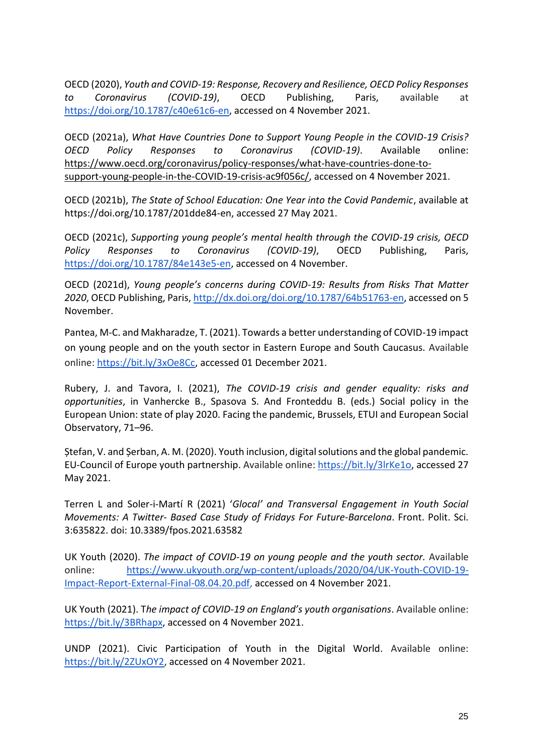OECD (2020), *Youth and COVID-19: Response, Recovery and Resilience, OECD Policy Responses to Coronavirus (COVID-19)*, OECD Publishing, Paris, available at https://doi.org/10.1787/c40e61c6-en, accessed on 4 November 2021.

OECD (2021a), *What Have Countries Done to Support Young People in the COVID-19 Crisis? OECD Policy Responses to Coronavirus (COVID-19)*. Available online: https://www.oecd.org/coronavirus/policy-responses/what-have-countries-done-to-support-young-people-in-the-COVID-19-crisis-ac9f056c/, accessed on 4 November 2021.

OECD (2021b), *The State of School Education: One Year into the Covid Pandemic*, available at https://doi.org/10.1787/201dde84-en, accessed 27 May 2021.

OECD (2021c), *Supporting young people's mental health through the COVID-19 crisis, OECD Policy Responses to Coronavirus (COVID-19)*, OECD Publishing, Paris, https://doi.org/10.1787/84e143e5-en, accessed on 4 November.

OECD (2021d), *Young people's concerns during COVID-19: Results from Risks That Matter 2020*, OECD Publishing, Paris, http://dx.doi.org/doi.org/10.1787/64b51763-en, accessed on 5 November.

Pantea, M-C. and Makharadze, T. (2021). Towards a better understanding of COVID-19 impact on young people and on the youth sector in Eastern Europe and South Caucasus. Available online: https://bit.ly/3xOe8Cc, accessed 01 December 2021.

Rubery, J. and Tavora, I. (2021), *The COVID-19 crisis and gender equality: risks and opportunities*, in Vanhercke B., Spasova S. And Fronteddu B. (eds.) Social policy in the European Union: state of play 2020. Facing the pandemic, Brussels, ETUI and European Social Observatory, 71–96.

Ștefan, V. and Șerban, A. M. (2020). Youth inclusion, digital solutions and the global pandemic. EU-Council of Europe youth partnership. Available online: https://bit.ly/3lrKe1o, accessed 27 May 2021.

Terren L and Soler-i-Martí R (2021) *'Glocal' and Transversal Engagement in Youth Social Movements: A Twitter- Based Case Study of Fridays For Future-Barcelona*. Front. Polit. Sci. 3:635822. doi: 10.3389/fpos.2021.63582

UK Youth (2020). *The impact of COVID-19 on young people and the youth sector.* Available online: https://www.ukyouth.org/wp-content/uploads/2020/04/UK-Youth-COVID-19-Impact-Report-External-Final-08.04.20.pdf, accessed on 4 November 2021.

UK Youth (2021). T*he impact of COVID-19 on England's youth organisations*. Available online: https://bit.ly/3BRhapx, accessed on 4 November 2021.

UNDP (2021). Civic Participation of Youth in the Digital World. Available online: https://bit.ly/2ZUxOY2, accessed on 4 November 2021.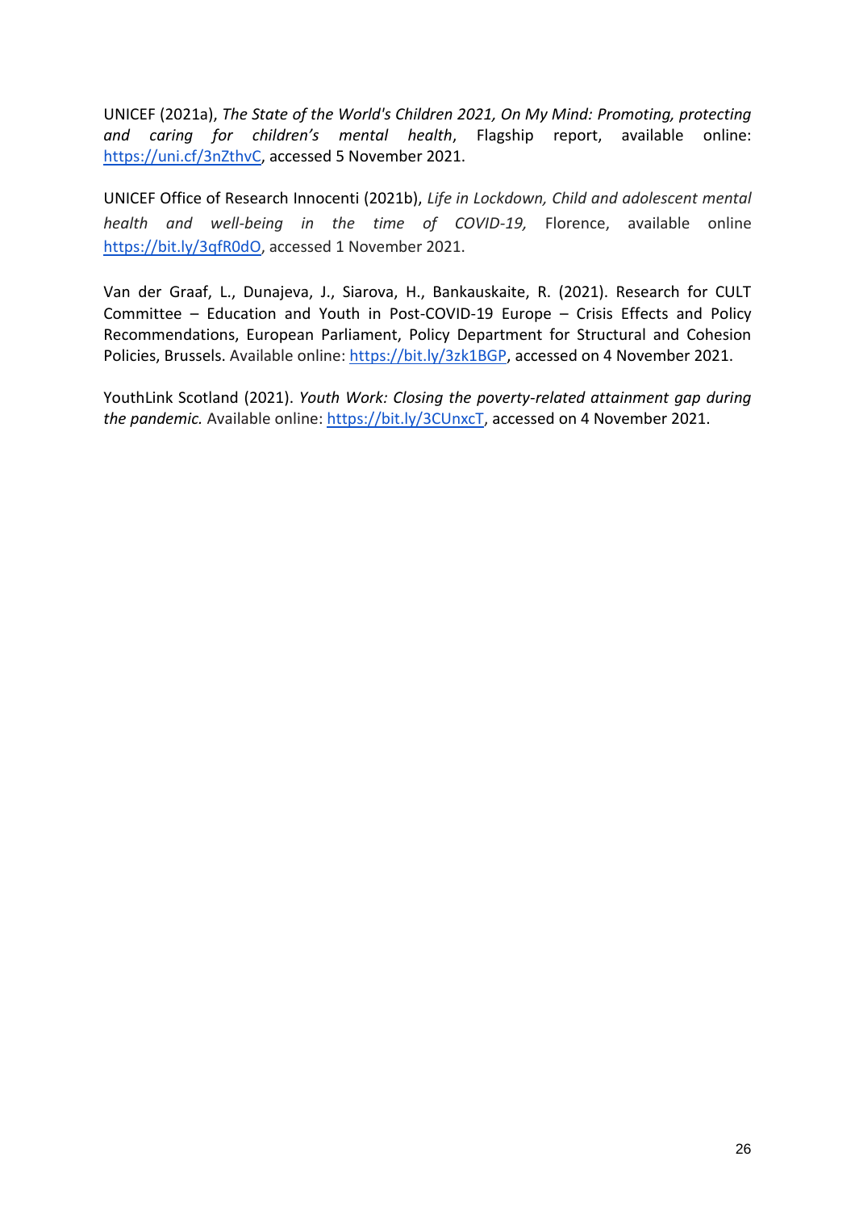UNICEF (2021a), *The State of the World's Children 2021, On My Mind: Promoting, protecting and caring for children's mental health*, Flagship report, available online: https://uni.cf/3nZthvC, accessed 5 November 2021.

UNICEF Office of Research Innocenti (2021b), *Life in Lockdown, Child and adolescent mental health and well-being in the time of COVID-19,* Florence, available online https://bit.ly/3qfR0dO, accessed 1 November 2021.

Van der Graaf, L., Dunajeva, J., Siarova, H., Bankauskaite, R. (2021). Research for CULT Committee – Education and Youth in Post-COVID-19 Europe – Crisis Effects and Policy Recommendations, European Parliament, Policy Department for Structural and Cohesion Policies, Brussels. Available online: https://bit.ly/3zk1BGP, accessed on 4 November 2021.

YouthLink Scotland (2021). *Youth Work: Closing the poverty-related attainment gap during the pandemic.* Available online: https://bit.ly/3CUnxcT, accessed on 4 November 2021.